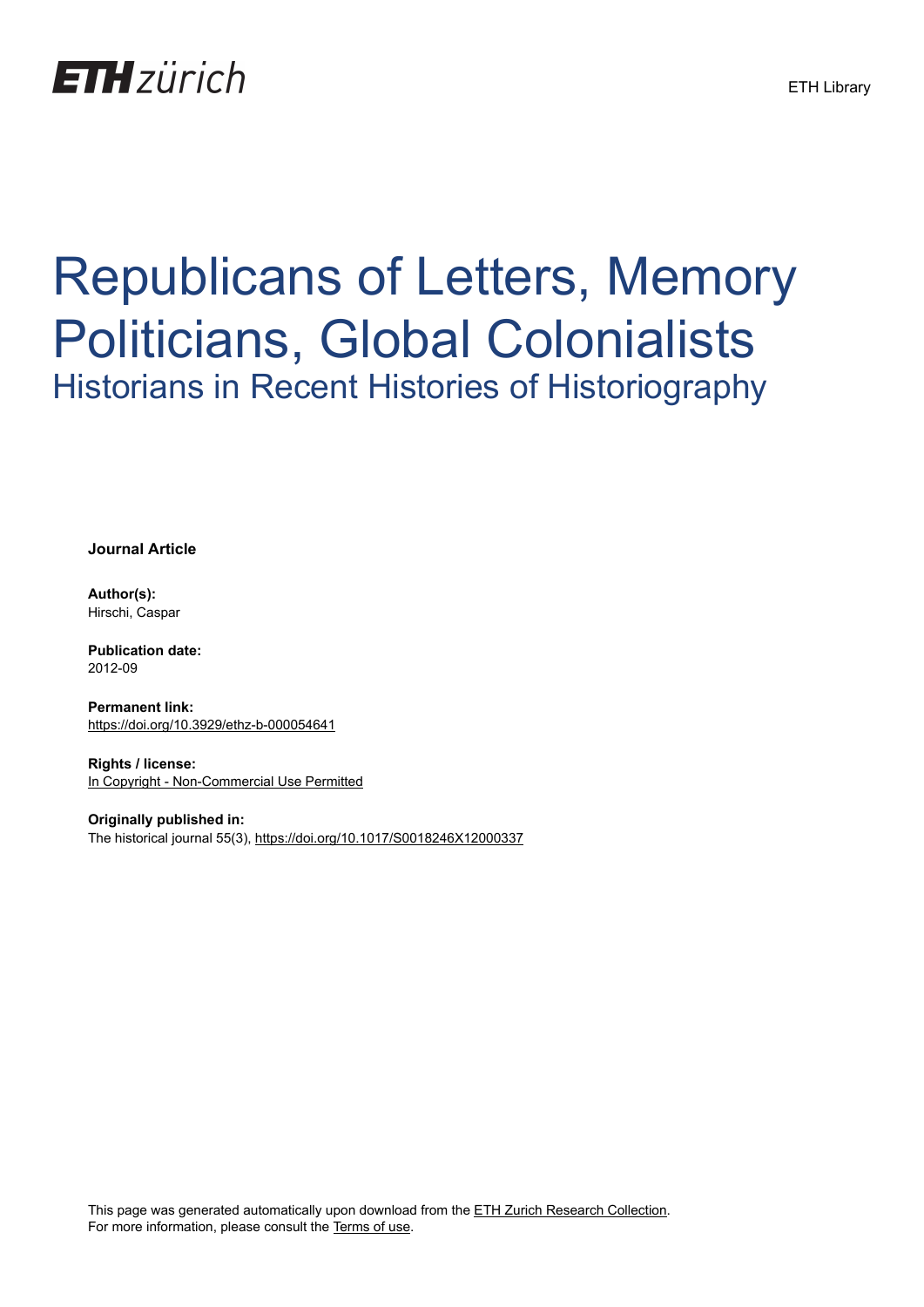ETH zürich

ETH Library

# Republicans of Letters, Memory Politicians, Global Colonialists

## Historians in Recent Histories of Historiography

**Journal Article**

**Author(s):**
Hirschi, Caspar

**Publication date:**
2012-09

**Permanent link:**
https://doi.org/10.3929/ethz-b-000054641

**Rights / license:**
In Copyright - Non-Commercial Use Permitted

**Originally published in:**
The historical journal 55(3), https://doi.org/10.1017/S0018246X12000337

This page was generated automatically upon download from the ETH Zurich Research Collection.
For more information, please consult the Terms of use.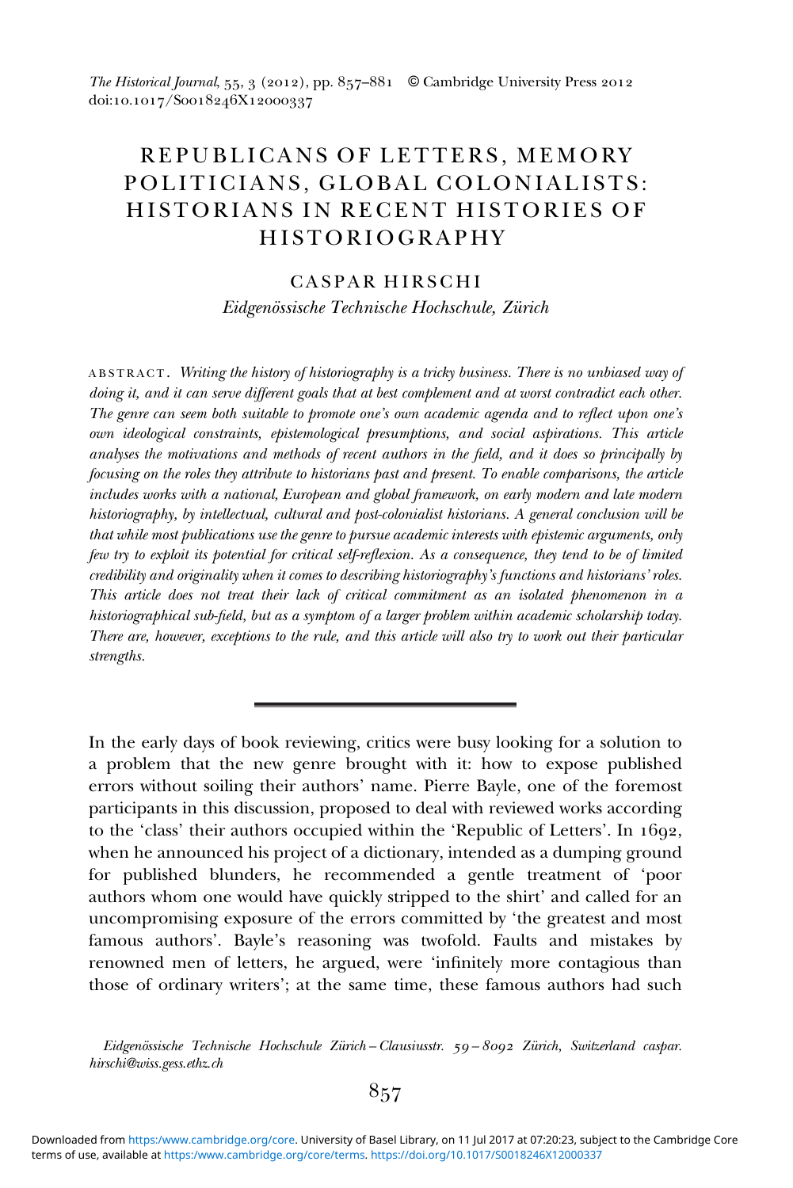# REPUBLICANS OF LETTERS, MEMORY POLITICIANS, GLOBAL COLONIALISTS: HISTORIANS IN RECENT HISTORIES OF HISTORIOGRAPHY

CASPAR HIRSCHI

*Eidgenössische Technische Hochschule, Zürich*

ABSTRACT. *Writing the history of historiography is a tricky business. There is no unbiased way of doing it, and it can serve different goals that at best complement and at worst contradict each other. The genre can seem both suitable to promote one's own academic agenda and to reflect upon one's own ideological constraints, epistemological presumptions, and social aspirations. This article analyses the motivations and methods of recent authors in the field, and it does so principally by focusing on the roles they attribute to historians past and present. To enable comparisons, the article includes works with a national, European and global framework, on early modern and late modern historiography, by intellectual, cultural and post-colonialist historians. A general conclusion will be that while most publications use the genre to pursue academic interests with epistemic arguments, only few try to exploit its potential for critical self-reflexion. As a consequence, they tend to be of limited credibility and originality when it comes to describing historiography's functions and historians' roles. This article does not treat their lack of critical commitment as an isolated phenomenon in a historiographical sub-field, but as a symptom of a larger problem within academic scholarship today. There are, however, exceptions to the rule, and this article will also try to work out their particular strengths.*

In the early days of book reviewing, critics were busy looking for a solution to a problem that the new genre brought with it: how to expose published errors without soiling their authors' name. Pierre Bayle, one of the foremost participants in this discussion, proposed to deal with reviewed works according to the 'class' their authors occupied within the 'Republic of Letters'. In 1692, when he announced his project of a dictionary, intended as a dumping ground for published blunders, he recommended a gentle treatment of 'poor authors whom one would have quickly stripped to the shirt' and called for an uncompromising exposure of the errors committed by 'the greatest and most famous authors'. Bayle's reasoning was twofold. Faults and mistakes by renowned men of letters, he argued, were 'infinitely more contagious than those of ordinary writers'; at the same time, these famous authors had such

*Eidgenössische Technische Hochschule Zürich – Clausiusstr. 59 – 8092 Zürich, Switzerland caspar.hirschi@wiss.gess.ethz.ch*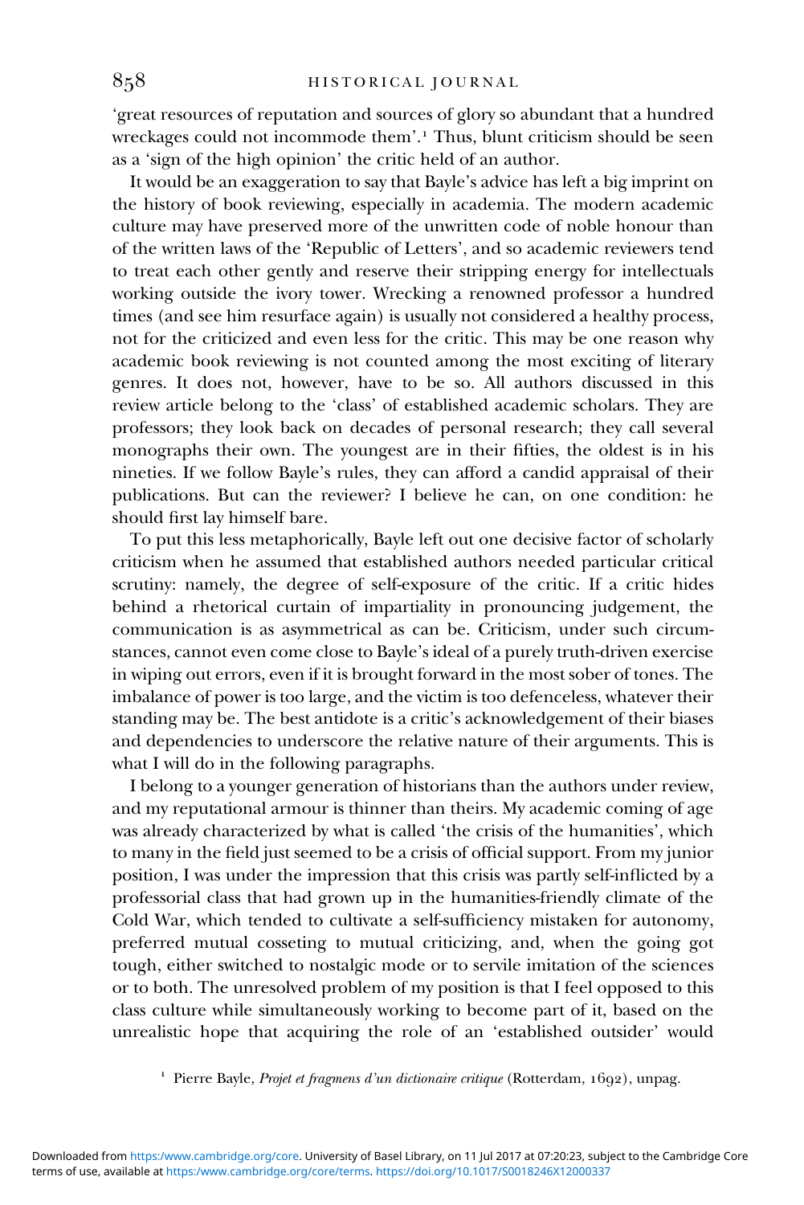'great resources of reputation and sources of glory so abundant that a hundred wreckages could not incommode them'.[1] Thus, blunt criticism should be seen as a 'sign of the high opinion' the critic held of an author.

It would be an exaggeration to say that Bayle's advice has left a big imprint on the history of book reviewing, especially in academia. The modern academic culture may have preserved more of the unwritten code of noble honour than of the written laws of the 'Republic of Letters', and so academic reviewers tend to treat each other gently and reserve their stripping energy for intellectuals working outside the ivory tower. Wrecking a renowned professor a hundred times (and see him resurface again) is usually not considered a healthy process, not for the criticized and even less for the critic. This may be one reason why academic book reviewing is not counted among the most exciting of literary genres. It does not, however, have to be so. All authors discussed in this review article belong to the 'class' of established academic scholars. They are professors; they look back on decades of personal research; they call several monographs their own. The youngest are in their fifties, the oldest is in his nineties. If we follow Bayle's rules, they can afford a candid appraisal of their publications. But can the reviewer? I believe he can, on one condition: he should first lay himself bare.

To put this less metaphorically, Bayle left out one decisive factor of scholarly criticism when he assumed that established authors needed particular critical scrutiny: namely, the degree of self-exposure of the critic. If a critic hides behind a rhetorical curtain of impartiality in pronouncing judgement, the communication is as asymmetrical as can be. Criticism, under such circumstances, cannot even come close to Bayle's ideal of a purely truth-driven exercise in wiping out errors, even if it is brought forward in the most sober of tones. The imbalance of power is too large, and the victim is too defenceless, whatever their standing may be. The best antidote is a critic's acknowledgement of their biases and dependencies to underscore the relative nature of their arguments. This is what I will do in the following paragraphs.

I belong to a younger generation of historians than the authors under review, and my reputational armour is thinner than theirs. My academic coming of age was already characterized by what is called 'the crisis of the humanities', which to many in the field just seemed to be a crisis of official support. From my junior position, I was under the impression that this crisis was partly self-inflicted by a professorial class that had grown up in the humanities-friendly climate of the Cold War, which tended to cultivate a self-sufficiency mistaken for autonomy, preferred mutual cosseting to mutual criticizing, and, when the going got tough, either switched to nostalgic mode or to servile imitation of the sciences or to both. The unresolved problem of my position is that I feel opposed to this class culture while simultaneously working to become part of it, based on the unrealistic hope that acquiring the role of an 'established outsider' would

[1] Pierre Bayle, *Projet et fragmens d'un dictionaire critique* (Rotterdam, 1692), unpag.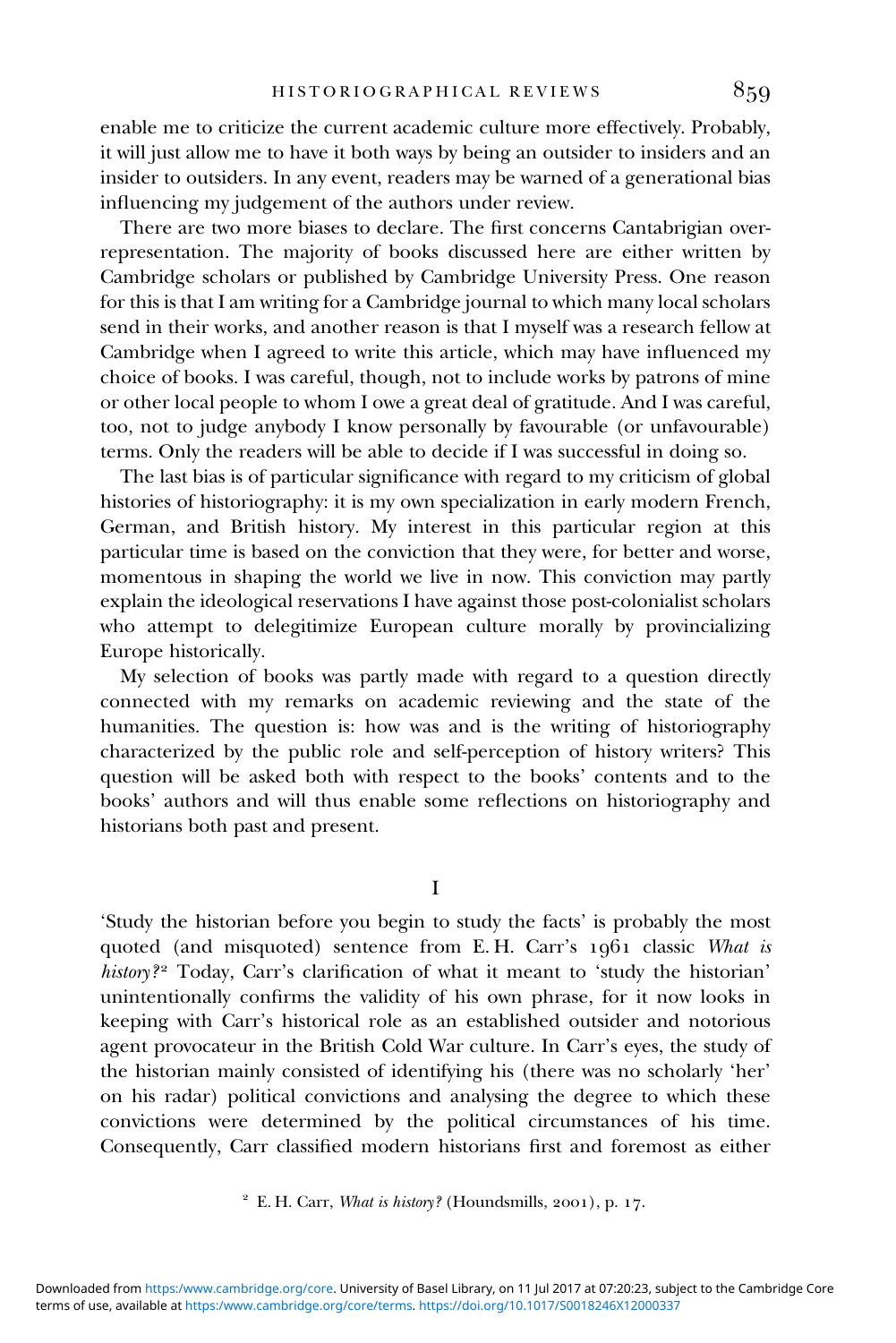enable me to criticize the current academic culture more effectively. Probably, it will just allow me to have it both ways by being an outsider to insiders and an insider to outsiders. In any event, readers may be warned of a generational bias influencing my judgement of the authors under review.

There are two more biases to declare. The first concerns Cantabrigian over-representation. The majority of books discussed here are either written by Cambridge scholars or published by Cambridge University Press. One reason for this is that I am writing for a Cambridge journal to which many local scholars send in their works, and another reason is that I myself was a research fellow at Cambridge when I agreed to write this article, which may have influenced my choice of books. I was careful, though, not to include works by patrons of mine or other local people to whom I owe a great deal of gratitude. And I was careful, too, not to judge anybody I know personally by favourable (or unfavourable) terms. Only the readers will be able to decide if I was successful in doing so.

The last bias is of particular significance with regard to my criticism of global histories of historiography: it is my own specialization in early modern French, German, and British history. My interest in this particular region at this particular time is based on the conviction that they were, for better and worse, momentous in shaping the world we live in now. This conviction may partly explain the ideological reservations I have against those post-colonialist scholars who attempt to delegitimize European culture morally by provincializing Europe historically.

My selection of books was partly made with regard to a question directly connected with my remarks on academic reviewing and the state of the humanities. The question is: how was and is the writing of historiography characterized by the public role and self-perception of history writers? This question will be asked both with respect to the books' contents and to the books' authors and will thus enable some reflections on historiography and historians both past and present.

## I

'Study the historian before you begin to study the facts' is probably the most quoted (and misquoted) sentence from E. H. Carr's 1961 classic *What is history?*[2] Today, Carr's clarification of what it meant to 'study the historian' unintentionally confirms the validity of his own phrase, for it now looks in keeping with Carr's historical role as an established outsider and notorious agent provocateur in the British Cold War culture. In Carr's eyes, the study of the historian mainly consisted of identifying his (there was no scholarly 'her' on his radar) political convictions and analysing the degree to which these convictions were determined by the political circumstances of his time. Consequently, Carr classified modern historians first and foremost as either

[2] E. H. Carr, *What is history?* (Houndsmills, 2001), p. 17.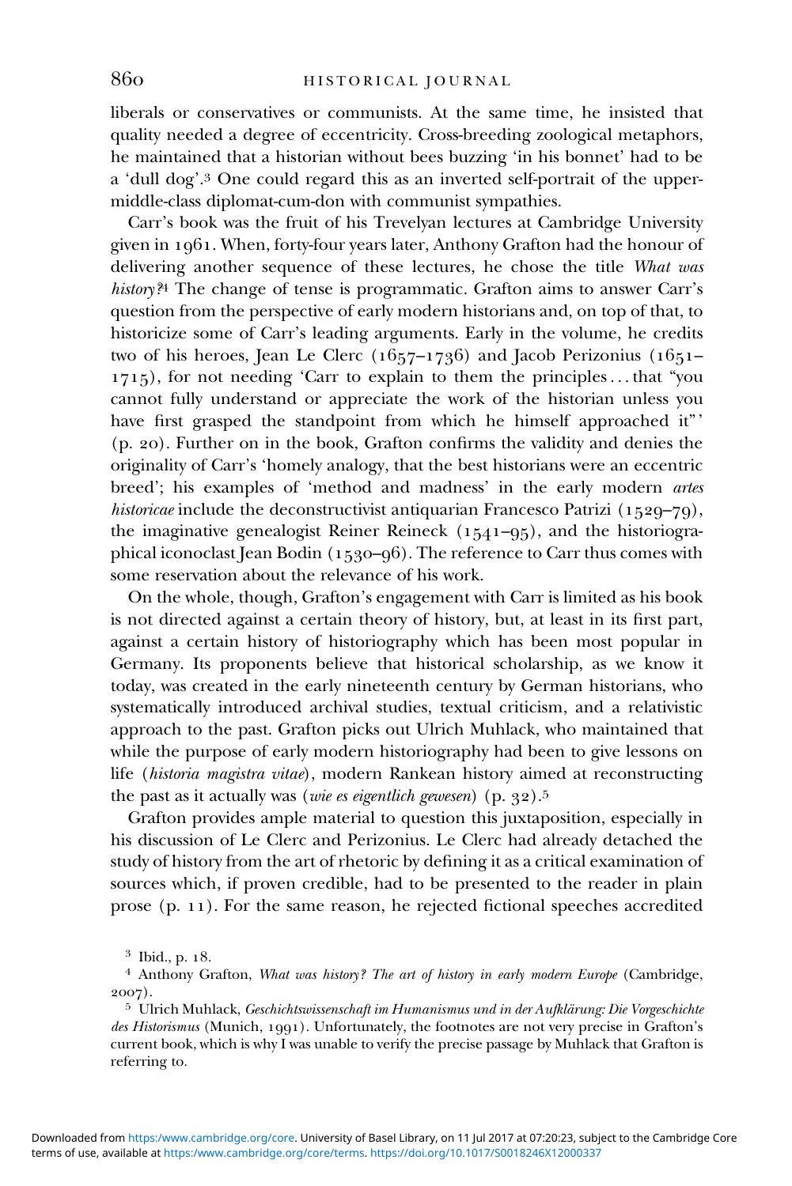liberals or conservatives or communists. At the same time, he insisted that quality needed a degree of eccentricity. Cross-breeding zoological metaphors, he maintained that a historian without bees buzzing 'in his bonnet' had to be a 'dull dog'.[3] One could regard this as an inverted self-portrait of the upper-middle-class diplomat-cum-don with communist sympathies.

Carr's book was the fruit of his Trevelyan lectures at Cambridge University given in 1961. When, forty-four years later, Anthony Grafton had the honour of delivering another sequence of these lectures, he chose the title *What was history?*[4] The change of tense is programmatic. Grafton aims to answer Carr's question from the perspective of early modern historians and, on top of that, to historicize some of Carr's leading arguments. Early in the volume, he credits two of his heroes, Jean Le Clerc (1657–1736) and Jacob Perizonius (1651–1715), for not needing 'Carr to explain to them the principles... that "you cannot fully understand or appreciate the work of the historian unless you have first grasped the standpoint from which he himself approached it"' (p. 20). Further on in the book, Grafton confirms the validity and denies the originality of Carr's 'homely analogy, that the best historians were an eccentric breed'; his examples of 'method and madness' in the early modern *artes historicae* include the deconstructivist antiquarian Francesco Patrizi (1529–79), the imaginative genealogist Reiner Reineck (1541–95), and the historiographical iconoclast Jean Bodin (1530–96). The reference to Carr thus comes with some reservation about the relevance of his work.

On the whole, though, Grafton's engagement with Carr is limited as his book is not directed against a certain theory of history, but, at least in its first part, against a certain history of historiography which has been most popular in Germany. Its proponents believe that historical scholarship, as we know it today, was created in the early nineteenth century by German historians, who systematically introduced archival studies, textual criticism, and a relativistic approach to the past. Grafton picks out Ulrich Muhlack, who maintained that while the purpose of early modern historiography had been to give lessons on life (*historia magistra vitae*), modern Rankean history aimed at reconstructing the past as it actually was (*wie es eigentlich gewesen*) (p. 32).[5]

Grafton provides ample material to question this juxtaposition, especially in his discussion of Le Clerc and Perizonius. Le Clerc had already detached the study of history from the art of rhetoric by defining it as a critical examination of sources which, if proven credible, had to be presented to the reader in plain prose (p. 11). For the same reason, he rejected fictional speeches accredited

[3] Ibid., p. 18.

[4] Anthony Grafton, *What was history? The art of history in early modern Europe* (Cambridge, 2007).

[5] Ulrich Muhlack, *Geschichtswissenschaft im Humanismus und in der Aufklärung: Die Vorgeschichte des Historismus* (Munich, 1991). Unfortunately, the footnotes are not very precise in Grafton's current book, which is why I was unable to verify the precise passage by Muhlack that Grafton is referring to.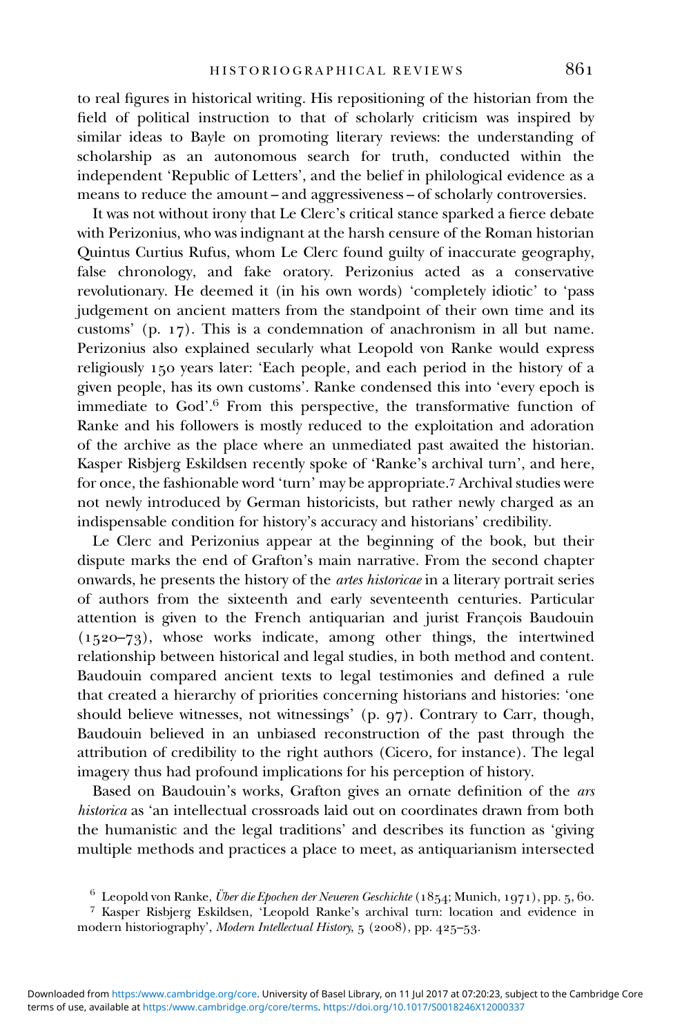to real figures in historical writing. His repositioning of the historian from the field of political instruction to that of scholarly criticism was inspired by similar ideas to Bayle on promoting literary reviews: the understanding of scholarship as an autonomous search for truth, conducted within the independent 'Republic of Letters', and the belief in philological evidence as a means to reduce the amount – and aggressiveness – of scholarly controversies.

It was not without irony that Le Clerc's critical stance sparked a fierce debate with Perizonius, who was indignant at the harsh censure of the Roman historian Quintus Curtius Rufus, whom Le Clerc found guilty of inaccurate geography, false chronology, and fake oratory. Perizonius acted as a conservative revolutionary. He deemed it (in his own words) 'completely idiotic' to 'pass judgement on ancient matters from the standpoint of their own time and its customs' (p. 17). This is a condemnation of anachronism in all but name. Perizonius also explained secularly what Leopold von Ranke would express religiously 150 years later: 'Each people, and each period in the history of a given people, has its own customs'. Ranke condensed this into 'every epoch is immediate to God'.[6] From this perspective, the transformative function of Ranke and his followers is mostly reduced to the exploitation and adoration of the archive as the place where an unmediated past awaited the historian. Kasper Risbjerg Eskildsen recently spoke of 'Ranke's archival turn', and here, for once, the fashionable word 'turn' may be appropriate.[7] Archival studies were not newly introduced by German historicists, but rather newly charged as an indispensable condition for history's accuracy and historians' credibility.

Le Clerc and Perizonius appear at the beginning of the book, but their dispute marks the end of Grafton's main narrative. From the second chapter onwards, he presents the history of the *artes historicae* in a literary portrait series of authors from the sixteenth and early seventeenth centuries. Particular attention is given to the French antiquarian and jurist François Baudouin (1520–73), whose works indicate, among other things, the intertwined relationship between historical and legal studies, in both method and content. Baudouin compared ancient texts to legal testimonies and defined a rule that created a hierarchy of priorities concerning historians and histories: 'one should believe witnesses, not witnessings' (p. 97). Contrary to Carr, though, Baudouin believed in an unbiased reconstruction of the past through the attribution of credibility to the right authors (Cicero, for instance). The legal imagery thus had profound implications for his perception of history.

Based on Baudouin's works, Grafton gives an ornate definition of the *ars historica* as 'an intellectual crossroads laid out on coordinates drawn from both the humanistic and the legal traditions' and describes its function as 'giving multiple methods and practices a place to meet, as antiquarianism intersected

[6] Leopold von Ranke, *Über die Epochen der Neueren Geschichte* (1854; Munich, 1971), pp. 5, 60.

[7] Kasper Risbjerg Eskildsen, 'Leopold Ranke's archival turn: location and evidence in modern historiography', *Modern Intellectual History*, 5 (2008), pp. 425–53.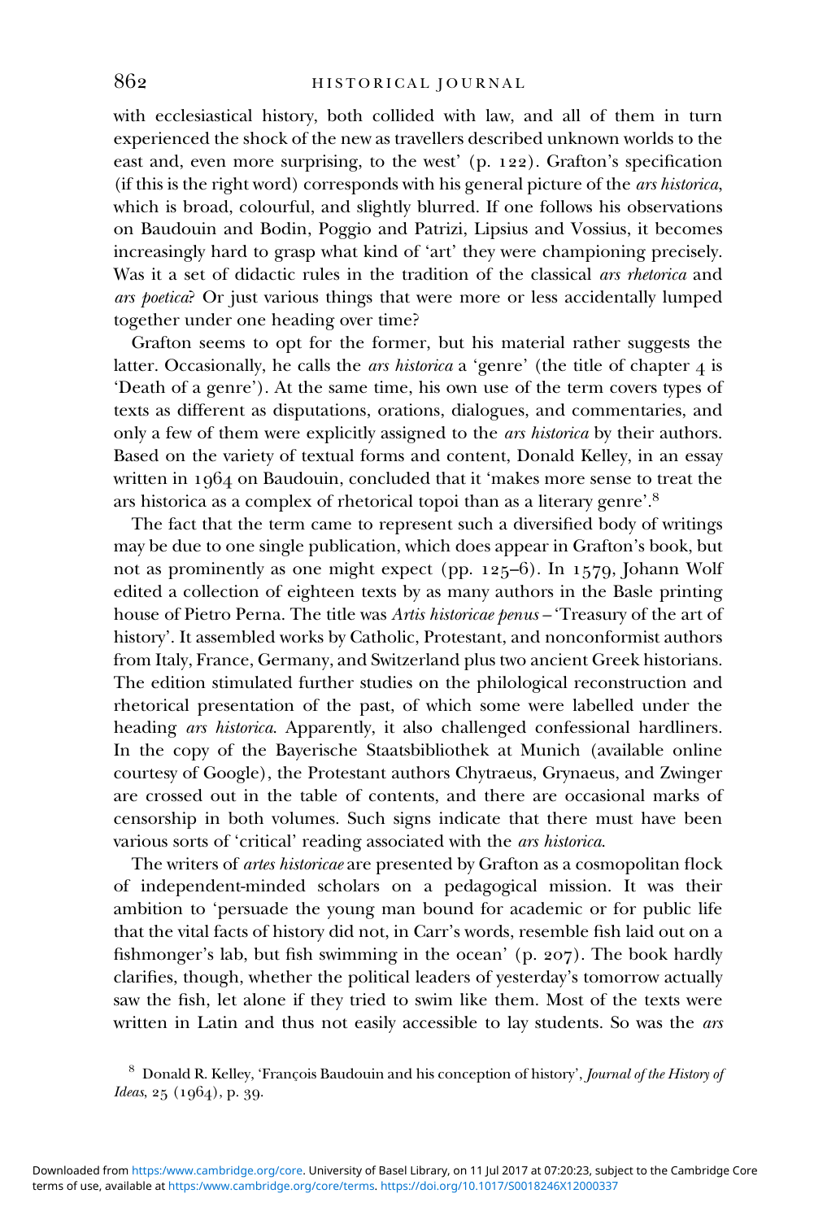with ecclesiastical history, both collided with law, and all of them in turn experienced the shock of the new as travellers described unknown worlds to the east and, even more surprising, to the west' (p. 122). Grafton's specification (if this is the right word) corresponds with his general picture of the *ars historica*, which is broad, colourful, and slightly blurred. If one follows his observations on Baudouin and Bodin, Poggio and Patrizi, Lipsius and Vossius, it becomes increasingly hard to grasp what kind of 'art' they were championing precisely. Was it a set of didactic rules in the tradition of the classical *ars rhetorica* and *ars poetica*? Or just various things that were more or less accidentally lumped together under one heading over time?

Grafton seems to opt for the former, but his material rather suggests the latter. Occasionally, he calls the *ars historica* a 'genre' (the title of chapter 4 is 'Death of a genre'). At the same time, his own use of the term covers types of texts as different as disputations, orations, dialogues, and commentaries, and only a few of them were explicitly assigned to the *ars historica* by their authors. Based on the variety of textual forms and content, Donald Kelley, in an essay written in 1964 on Baudouin, concluded that it 'makes more sense to treat the ars historica as a complex of rhetorical topoi than as a literary genre'.[8]

The fact that the term came to represent such a diversified body of writings may be due to one single publication, which does appear in Grafton's book, but not as prominently as one might expect (pp. 125–6). In 1579, Johann Wolf edited a collection of eighteen texts by as many authors in the Basle printing house of Pietro Perna. The title was *Artis historicae penus* – 'Treasury of the art of history'. It assembled works by Catholic, Protestant, and nonconformist authors from Italy, France, Germany, and Switzerland plus two ancient Greek historians. The edition stimulated further studies on the philological reconstruction and rhetorical presentation of the past, of which some were labelled under the heading *ars historica*. Apparently, it also challenged confessional hardliners. In the copy of the Bayerische Staatsbibliothek at Munich (available online courtesy of Google), the Protestant authors Chytraeus, Grynaeus, and Zwinger are crossed out in the table of contents, and there are occasional marks of censorship in both volumes. Such signs indicate that there must have been various sorts of 'critical' reading associated with the *ars historica*.

The writers of *artes historicae* are presented by Grafton as a cosmopolitan flock of independent-minded scholars on a pedagogical mission. It was their ambition to 'persuade the young man bound for academic or for public life that the vital facts of history did not, in Carr's words, resemble fish laid out on a fishmonger's lab, but fish swimming in the ocean' (p. 207). The book hardly clarifies, though, whether the political leaders of yesterday's tomorrow actually saw the fish, let alone if they tried to swim like them. Most of the texts were written in Latin and thus not easily accessible to lay students. So was the *ars*

[8] Donald R. Kelley, 'François Baudouin and his conception of history', *Journal of the History of Ideas*, 25 (1964), p. 39.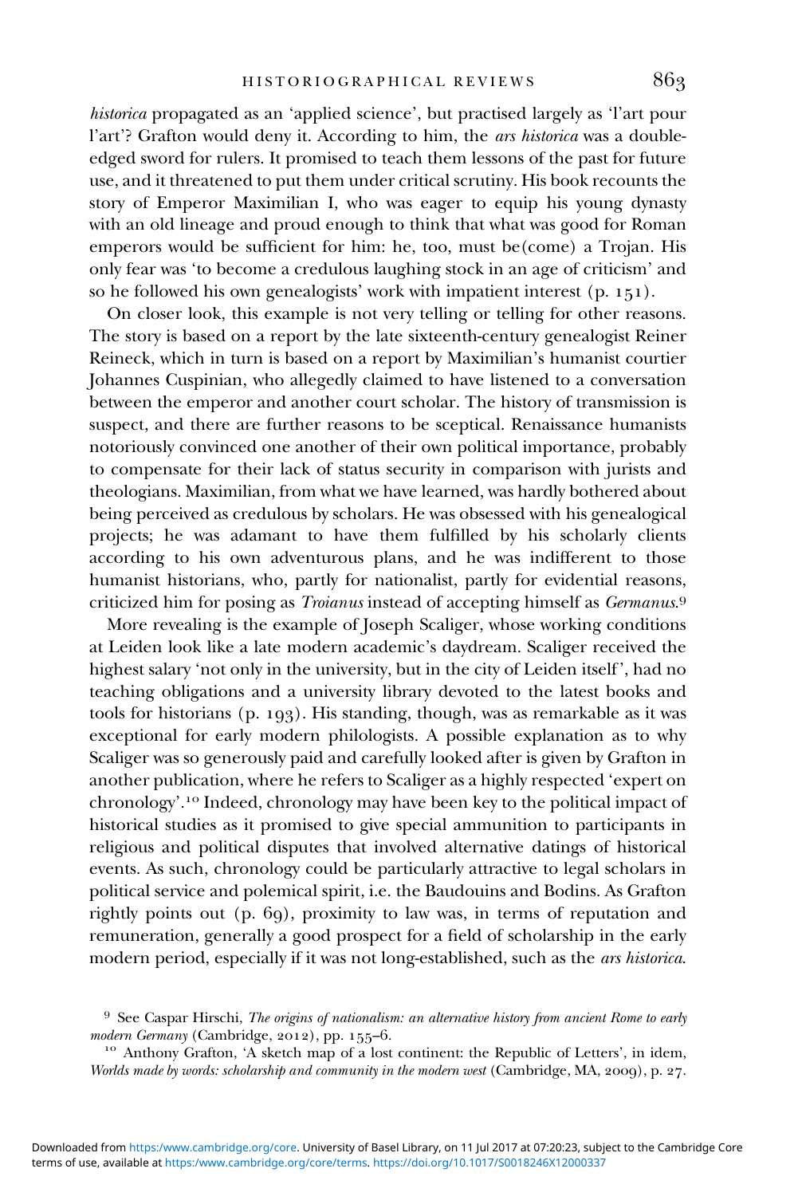*historica* propagated as an 'applied science', but practised largely as 'l'art pour l'art'? Grafton would deny it. According to him, the *ars historica* was a double-edged sword for rulers. It promised to teach them lessons of the past for future use, and it threatened to put them under critical scrutiny. His book recounts the story of Emperor Maximilian I, who was eager to equip his young dynasty with an old lineage and proud enough to think that what was good for Roman emperors would be sufficient for him: he, too, must be(come) a Trojan. His only fear was 'to become a credulous laughing stock in an age of criticism' and so he followed his own genealogists' work with impatient interest (p. 151).

On closer look, this example is not very telling or telling for other reasons. The story is based on a report by the late sixteenth-century genealogist Reiner Reineck, which in turn is based on a report by Maximilian's humanist courtier Johannes Cuspinian, who allegedly claimed to have listened to a conversation between the emperor and another court scholar. The history of transmission is suspect, and there are further reasons to be sceptical. Renaissance humanists notoriously convinced one another of their own political importance, probably to compensate for their lack of status security in comparison with jurists and theologians. Maximilian, from what we have learned, was hardly bothered about being perceived as credulous by scholars. He was obsessed with his genealogical projects; he was adamant to have them fulfilled by his scholarly clients according to his own adventurous plans, and he was indifferent to those humanist historians, who, partly for nationalist, partly for evidential reasons, criticized him for posing as *Troianus* instead of accepting himself as *Germanus*.[9]

More revealing is the example of Joseph Scaliger, whose working conditions at Leiden look like a late modern academic's daydream. Scaliger received the highest salary 'not only in the university, but in the city of Leiden itself', had no teaching obligations and a university library devoted to the latest books and tools for historians (p. 193). His standing, though, was as remarkable as it was exceptional for early modern philologists. A possible explanation as to why Scaliger was so generously paid and carefully looked after is given by Grafton in another publication, where he refers to Scaliger as a highly respected 'expert on chronology'.[10] Indeed, chronology may have been key to the political impact of historical studies as it promised to give special ammunition to participants in religious and political disputes that involved alternative datings of historical events. As such, chronology could be particularly attractive to legal scholars in political service and polemical spirit, i.e. the Baudouins and Bodins. As Grafton rightly points out (p. 69), proximity to law was, in terms of reputation and remuneration, generally a good prospect for a field of scholarship in the early modern period, especially if it was not long-established, such as the *ars historica*.

[9] See Caspar Hirschi, *The origins of nationalism: an alternative history from ancient Rome to early modern Germany* (Cambridge, 2012), pp. 155–6.

[10] Anthony Grafton, 'A sketch map of a lost continent: the Republic of Letters', in idem, *Worlds made by words: scholarship and community in the modern west* (Cambridge, MA, 2009), p. 27.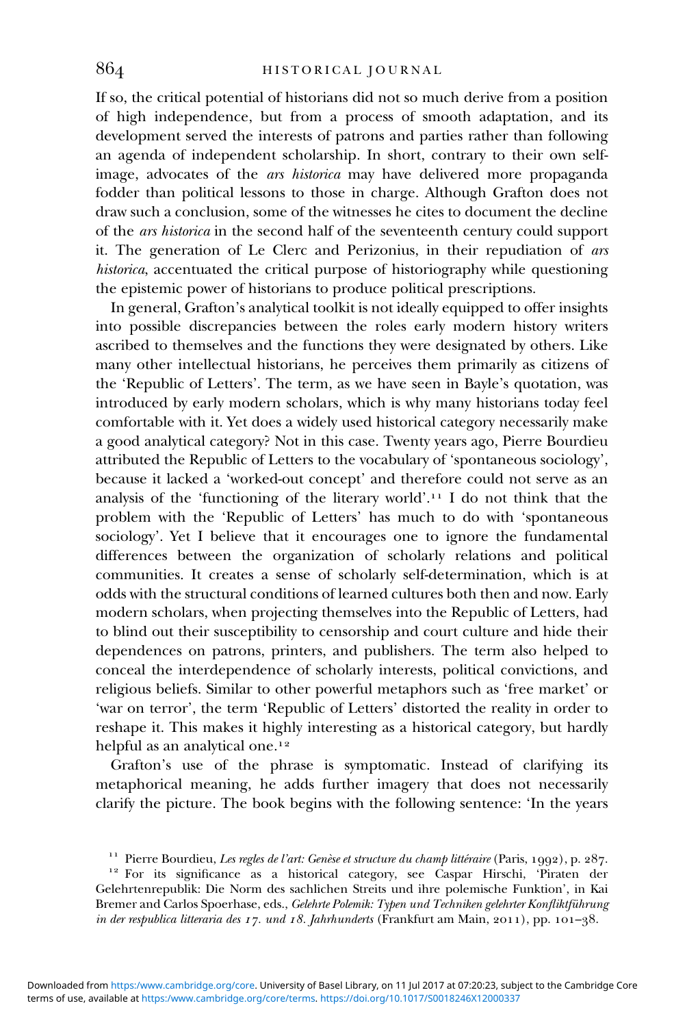If so, the critical potential of historians did not so much derive from a position of high independence, but from a process of smooth adaptation, and its development served the interests of patrons and parties rather than following an agenda of independent scholarship. In short, contrary to their own self-image, advocates of the *ars historica* may have delivered more propaganda fodder than political lessons to those in charge. Although Grafton does not draw such a conclusion, some of the witnesses he cites to document the decline of the *ars historica* in the second half of the seventeenth century could support it. The generation of Le Clerc and Perizonius, in their repudiation of *ars historica*, accentuated the critical purpose of historiography while questioning the epistemic power of historians to produce political prescriptions.

In general, Grafton's analytical toolkit is not ideally equipped to offer insights into possible discrepancies between the roles early modern history writers ascribed to themselves and the functions they were designated by others. Like many other intellectual historians, he perceives them primarily as citizens of the 'Republic of Letters'. The term, as we have seen in Bayle's quotation, was introduced by early modern scholars, which is why many historians today feel comfortable with it. Yet does a widely used historical category necessarily make a good analytical category? Not in this case. Twenty years ago, Pierre Bourdieu attributed the Republic of Letters to the vocabulary of 'spontaneous sociology', because it lacked a 'worked-out concept' and therefore could not serve as an analysis of the 'functioning of the literary world'.[11] I do not think that the problem with the 'Republic of Letters' has much to do with 'spontaneous sociology'. Yet I believe that it encourages one to ignore the fundamental differences between the organization of scholarly relations and political communities. It creates a sense of scholarly self-determination, which is at odds with the structural conditions of learned cultures both then and now. Early modern scholars, when projecting themselves into the Republic of Letters, had to blind out their susceptibility to censorship and court culture and hide their dependences on patrons, printers, and publishers. The term also helped to conceal the interdependence of scholarly interests, political convictions, and religious beliefs. Similar to other powerful metaphors such as 'free market' or 'war on terror', the term 'Republic of Letters' distorted the reality in order to reshape it. This makes it highly interesting as a historical category, but hardly helpful as an analytical one.[12]

Grafton's use of the phrase is symptomatic. Instead of clarifying its metaphorical meaning, he adds further imagery that does not necessarily clarify the picture. The book begins with the following sentence: 'In the years

[11] Pierre Bourdieu, *Les regles de l'art: Genèse et structure du champ littéraire* (Paris, 1992), p. 287.

[12] For its significance as a historical category, see Caspar Hirschi, 'Piraten der Gelehrtenrepublik: Die Norm des sachlichen Streits und ihre polemische Funktion', in Kai Bremer and Carlos Spoerhase, eds., *Gelehrte Polemik: Typen und Techniken gelehrter Konfliktführung in der respublica litteraria des 17. und 18. Jahrhunderts* (Frankfurt am Main, 2011), pp. 101–38.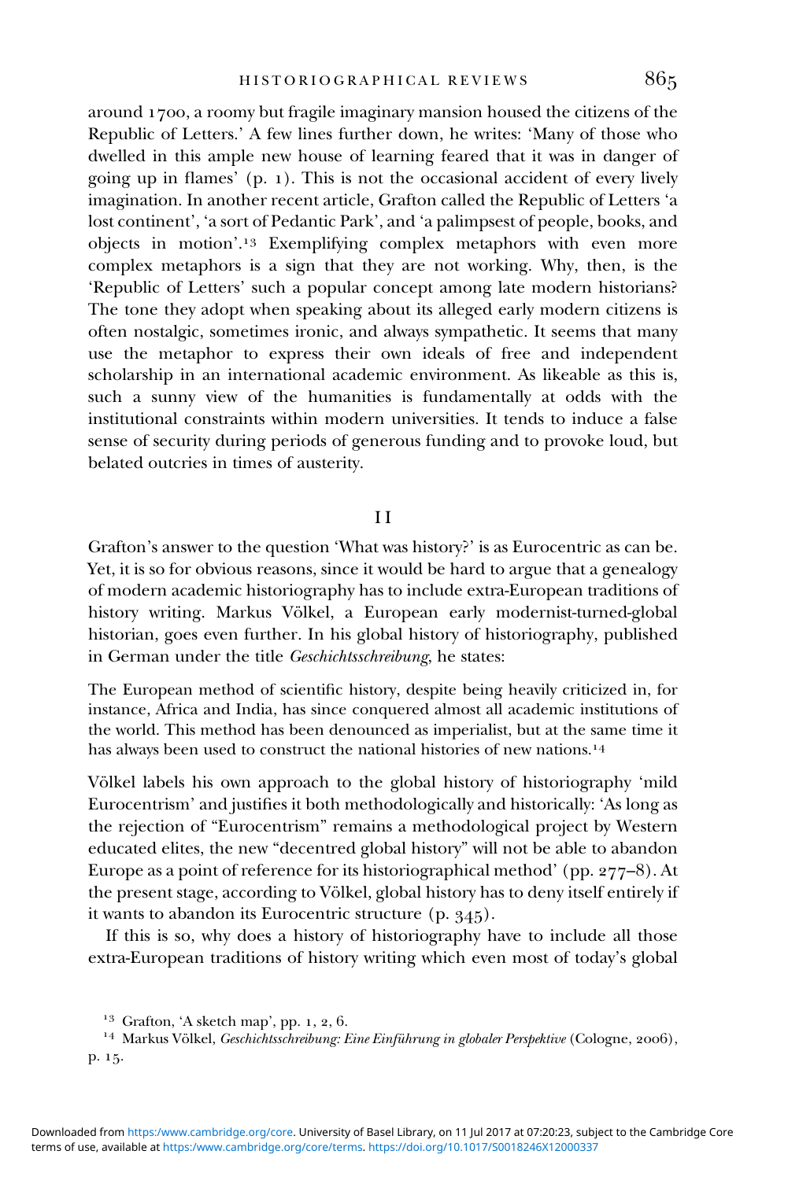around 1700, a roomy but fragile imaginary mansion housed the citizens of the Republic of Letters.' A few lines further down, he writes: 'Many of those who dwelled in this ample new house of learning feared that it was in danger of going up in flames' (p. 1). This is not the occasional accident of every lively imagination. In another recent article, Grafton called the Republic of Letters 'a lost continent', 'a sort of Pedantic Park', and 'a palimpsest of people, books, and objects in motion'.[13] Exemplifying complex metaphors with even more complex metaphors is a sign that they are not working. Why, then, is the 'Republic of Letters' such a popular concept among late modern historians? The tone they adopt when speaking about its alleged early modern citizens is often nostalgic, sometimes ironic, and always sympathetic. It seems that many use the metaphor to express their own ideals of free and independent scholarship in an international academic environment. As likeable as this is, such a sunny view of the humanities is fundamentally at odds with the institutional constraints within modern universities. It tends to induce a false sense of security during periods of generous funding and to provoke loud, but belated outcries in times of austerity.

## II

Grafton's answer to the question 'What was history?' is as Eurocentric as can be. Yet, it is so for obvious reasons, since it would be hard to argue that a genealogy of modern academic historiography has to include extra-European traditions of history writing. Markus Völkel, a European early modernist-turned-global historian, goes even further. In his global history of historiography, published in German under the title *Geschichtsschreibung*, he states:

> The European method of scientific history, despite being heavily criticized in, for instance, Africa and India, has since conquered almost all academic institutions of the world. This method has been denounced as imperialist, but at the same time it has always been used to construct the national histories of new nations.[14]

Völkel labels his own approach to the global history of historiography 'mild Eurocentrism' and justifies it both methodologically and historically: 'As long as the rejection of "Eurocentrism" remains a methodological project by Western educated elites, the new "decentred global history" will not be able to abandon Europe as a point of reference for its historiographical method' (pp. 277–8). At the present stage, according to Völkel, global history has to deny itself entirely if it wants to abandon its Eurocentric structure (p. 345).

If this is so, why does a history of historiography have to include all those extra-European traditions of history writing which even most of today's global

[13] Grafton, 'A sketch map', pp. 1, 2, 6.

[14] Markus Völkel, *Geschichtsschreibung: Eine Einführung in globaler Perspektive* (Cologne, 2006), p. 15.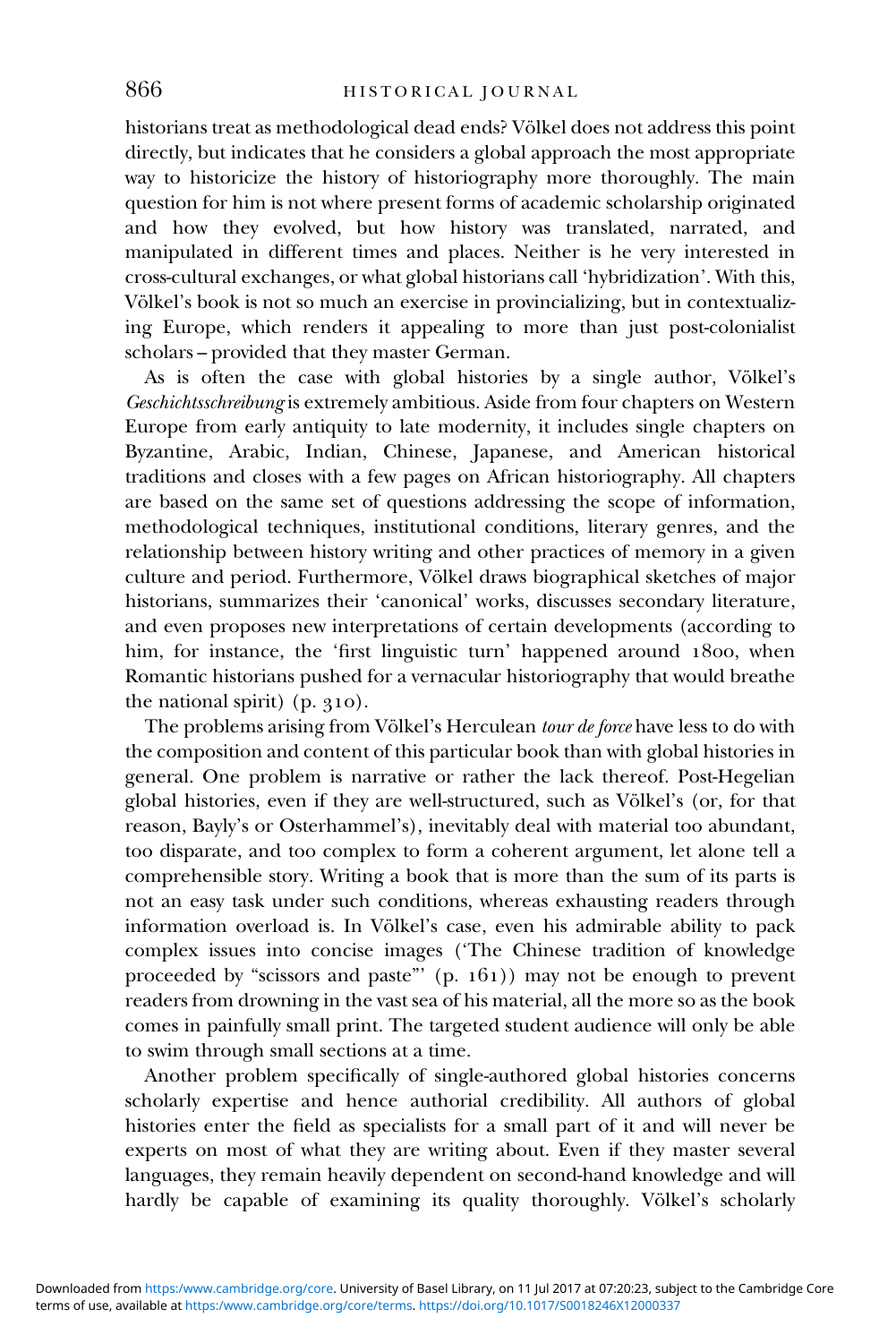historians treat as methodological dead ends? Völkel does not address this point directly, but indicates that he considers a global approach the most appropriate way to historicize the history of historiography more thoroughly. The main question for him is not where present forms of academic scholarship originated and how they evolved, but how history was translated, narrated, and manipulated in different times and places. Neither is he very interested in cross-cultural exchanges, or what global historians call 'hybridization'. With this, Völkel's book is not so much an exercise in provincializing, but in contextualizing Europe, which renders it appealing to more than just post-colonialist scholars – provided that they master German.

As is often the case with global histories by a single author, Völkel's *Geschichtsschreibung* is extremely ambitious. Aside from four chapters on Western Europe from early antiquity to late modernity, it includes single chapters on Byzantine, Arabic, Indian, Chinese, Japanese, and American historical traditions and closes with a few pages on African historiography. All chapters are based on the same set of questions addressing the scope of information, methodological techniques, institutional conditions, literary genres, and the relationship between history writing and other practices of memory in a given culture and period. Furthermore, Völkel draws biographical sketches of major historians, summarizes their 'canonical' works, discusses secondary literature, and even proposes new interpretations of certain developments (according to him, for instance, the 'first linguistic turn' happened around 1800, when Romantic historians pushed for a vernacular historiography that would breathe the national spirit) (p. 310).

The problems arising from Völkel's Herculean *tour de force* have less to do with the composition and content of this particular book than with global histories in general. One problem is narrative or rather the lack thereof. Post-Hegelian global histories, even if they are well-structured, such as Völkel's (or, for that reason, Bayly's or Osterhammel's), inevitably deal with material too abundant, too disparate, and too complex to form a coherent argument, let alone tell a comprehensible story. Writing a book that is more than the sum of its parts is not an easy task under such conditions, whereas exhausting readers through information overload is. In Völkel's case, even his admirable ability to pack complex issues into concise images ('The Chinese tradition of knowledge proceeded by "scissors and paste"' (p. 161)) may not be enough to prevent readers from drowning in the vast sea of his material, all the more so as the book comes in painfully small print. The targeted student audience will only be able to swim through small sections at a time.

Another problem specifically of single-authored global histories concerns scholarly expertise and hence authorial credibility. All authors of global histories enter the field as specialists for a small part of it and will never be experts on most of what they are writing about. Even if they master several languages, they remain heavily dependent on second-hand knowledge and will hardly be capable of examining its quality thoroughly. Völkel's scholarly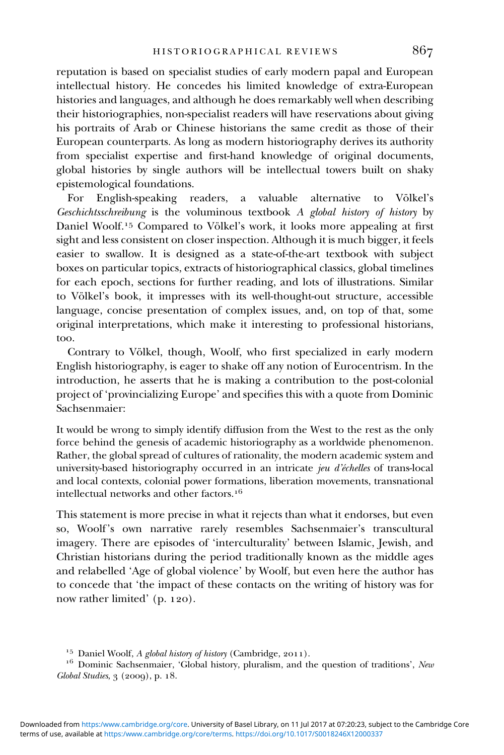reputation is based on specialist studies of early modern papal and European intellectual history. He concedes his limited knowledge of extra-European histories and languages, and although he does remarkably well when describing their historiographies, non-specialist readers will have reservations about giving his portraits of Arab or Chinese historians the same credit as those of their European counterparts. As long as modern historiography derives its authority from specialist expertise and first-hand knowledge of original documents, global histories by single authors will be intellectual towers built on shaky epistemological foundations.

For English-speaking readers, a valuable alternative to Völkel's *Geschichtsschreibung* is the voluminous textbook *A global history of history* by Daniel Woolf.[15] Compared to Völkel's work, it looks more appealing at first sight and less consistent on closer inspection. Although it is much bigger, it feels easier to swallow. It is designed as a state-of-the-art textbook with subject boxes on particular topics, extracts of historiographical classics, global timelines for each epoch, sections for further reading, and lots of illustrations. Similar to Völkel's book, it impresses with its well-thought-out structure, accessible language, concise presentation of complex issues, and, on top of that, some original interpretations, which make it interesting to professional historians, too.

Contrary to Völkel, though, Woolf, who first specialized in early modern English historiography, is eager to shake off any notion of Eurocentrism. In the introduction, he asserts that he is making a contribution to the post-colonial project of 'provincializing Europe' and specifies this with a quote from Dominic Sachsenmaier:

> It would be wrong to simply identify diffusion from the West to the rest as the only force behind the genesis of academic historiography as a worldwide phenomenon. Rather, the global spread of cultures of rationality, the modern academic system and university-based historiography occurred in an intricate *jeu d'échelles* of trans-local and local contexts, colonial power formations, liberation movements, transnational intellectual networks and other factors.[16]

This statement is more precise in what it rejects than what it endorses, but even so, Woolf's own narrative rarely resembles Sachsenmaier's transcultural imagery. There are episodes of 'interculturality' between Islamic, Jewish, and Christian historians during the period traditionally known as the middle ages and relabelled 'Age of global violence' by Woolf, but even here the author has to concede that 'the impact of these contacts on the writing of history was for now rather limited' (p. 120).

[15] Daniel Woolf, *A global history of history* (Cambridge, 2011).

[16] Dominic Sachsenmaier, 'Global history, pluralism, and the question of traditions', *New Global Studies*, 3 (2009), p. 18.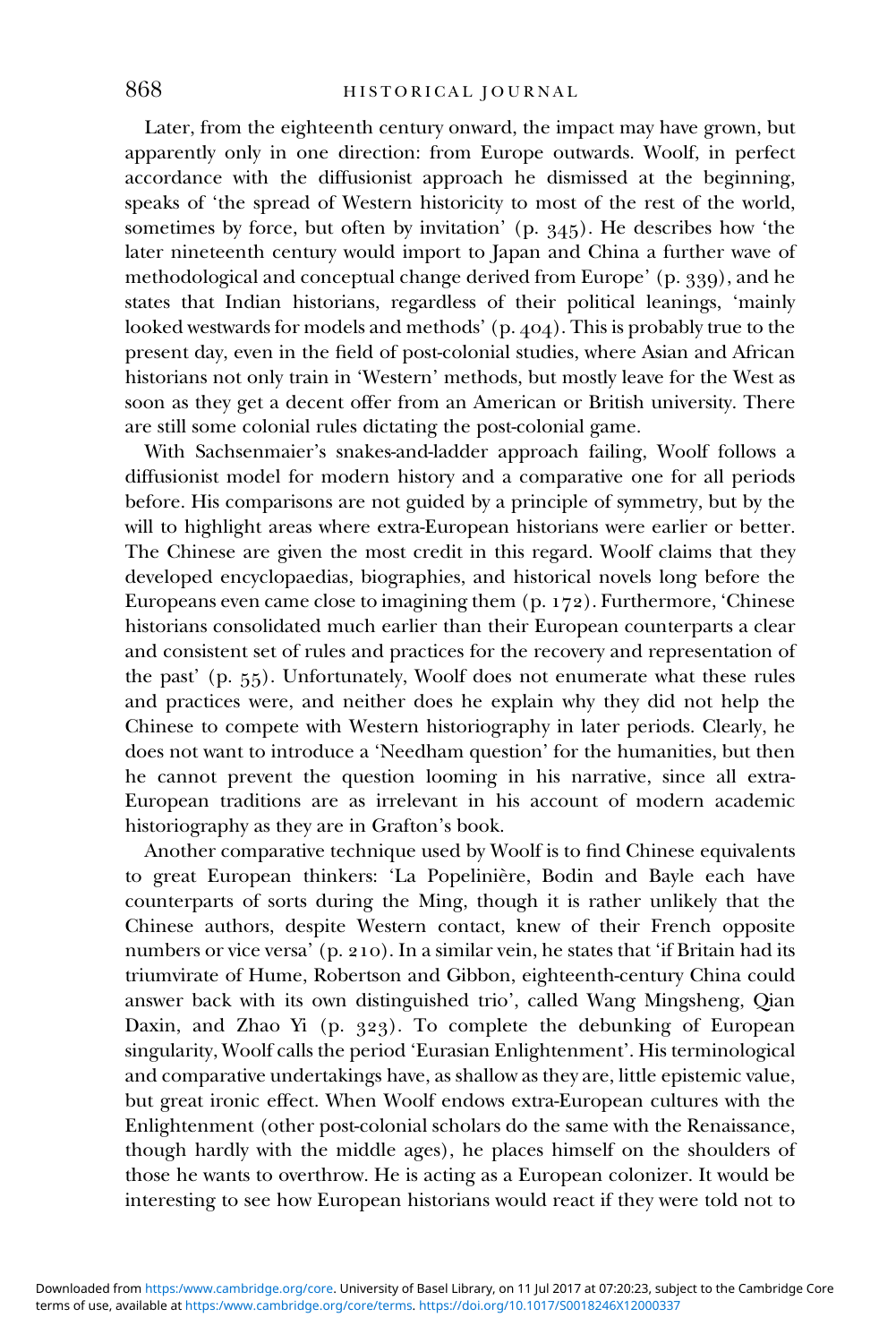Later, from the eighteenth century onward, the impact may have grown, but apparently only in one direction: from Europe outwards. Woolf, in perfect accordance with the diffusionist approach he dismissed at the beginning, speaks of 'the spread of Western historicity to most of the rest of the world, sometimes by force, but often by invitation' (p. 345). He describes how 'the later nineteenth century would import to Japan and China a further wave of methodological and conceptual change derived from Europe' (p. 339), and he states that Indian historians, regardless of their political leanings, 'mainly looked westwards for models and methods' (p. 404). This is probably true to the present day, even in the field of post-colonial studies, where Asian and African historians not only train in 'Western' methods, but mostly leave for the West as soon as they get a decent offer from an American or British university. There are still some colonial rules dictating the post-colonial game.

With Sachsenmaier's snakes-and-ladder approach failing, Woolf follows a diffusionist model for modern history and a comparative one for all periods before. His comparisons are not guided by a principle of symmetry, but by the will to highlight areas where extra-European historians were earlier or better. The Chinese are given the most credit in this regard. Woolf claims that they developed encyclopaedias, biographies, and historical novels long before the Europeans even came close to imagining them (p. 172). Furthermore, 'Chinese historians consolidated much earlier than their European counterparts a clear and consistent set of rules and practices for the recovery and representation of the past' (p. 55). Unfortunately, Woolf does not enumerate what these rules and practices were, and neither does he explain why they did not help the Chinese to compete with Western historiography in later periods. Clearly, he does not want to introduce a 'Needham question' for the humanities, but then he cannot prevent the question looming in his narrative, since all extra-European traditions are as irrelevant in his account of modern academic historiography as they are in Grafton's book.

Another comparative technique used by Woolf is to find Chinese equivalents to great European thinkers: 'La Popelinière, Bodin and Bayle each have counterparts of sorts during the Ming, though it is rather unlikely that the Chinese authors, despite Western contact, knew of their French opposite numbers or vice versa' (p. 210). In a similar vein, he states that 'if Britain had its triumvirate of Hume, Robertson and Gibbon, eighteenth-century China could answer back with its own distinguished trio', called Wang Mingsheng, Qian Daxin, and Zhao Yi (p. 323). To complete the debunking of European singularity, Woolf calls the period 'Eurasian Enlightenment'. His terminological and comparative undertakings have, as shallow as they are, little epistemic value, but great ironic effect. When Woolf endows extra-European cultures with the Enlightenment (other post-colonial scholars do the same with the Renaissance, though hardly with the middle ages), he places himself on the shoulders of those he wants to overthrow. He is acting as a European colonizer. It would be interesting to see how European historians would react if they were told not to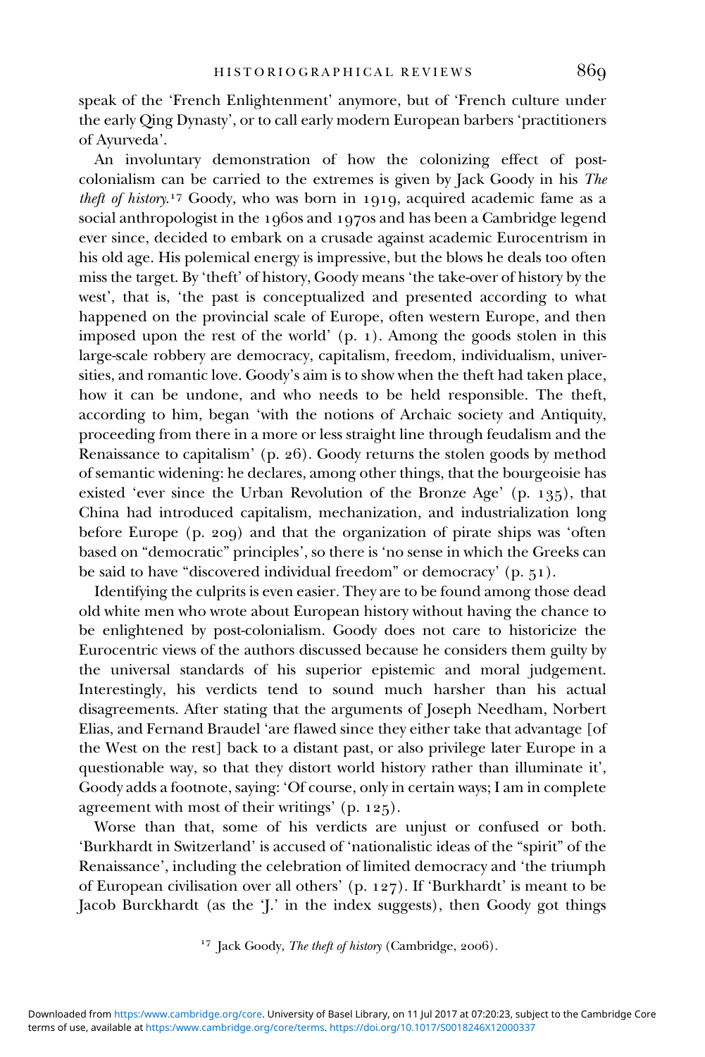speak of the 'French Enlightenment' anymore, but of 'French culture under the early Qing Dynasty', or to call early modern European barbers 'practitioners of Ayurveda'.

An involuntary demonstration of how the colonizing effect of post-colonialism can be carried to the extremes is given by Jack Goody in his *The theft of history*.[17] Goody, who was born in 1919, acquired academic fame as a social anthropologist in the 1960s and 1970s and has been a Cambridge legend ever since, decided to embark on a crusade against academic Eurocentrism in his old age. His polemical energy is impressive, but the blows he deals too often miss the target. By 'theft' of history, Goody means 'the take-over of history by the west', that is, 'the past is conceptualized and presented according to what happened on the provincial scale of Europe, often western Europe, and then imposed upon the rest of the world' (p. 1). Among the goods stolen in this large-scale robbery are democracy, capitalism, freedom, individualism, universities, and romantic love. Goody's aim is to show when the theft had taken place, how it can be undone, and who needs to be held responsible. The theft, according to him, began 'with the notions of Archaic society and Antiquity, proceeding from there in a more or less straight line through feudalism and the Renaissance to capitalism' (p. 26). Goody returns the stolen goods by method of semantic widening: he declares, among other things, that the bourgeoisie has existed 'ever since the Urban Revolution of the Bronze Age' (p. 135), that China had introduced capitalism, mechanization, and industrialization long before Europe (p. 209) and that the organization of pirate ships was 'often based on "democratic" principles', so there is 'no sense in which the Greeks can be said to have "discovered individual freedom" or democracy' (p. 51).

Identifying the culprits is even easier. They are to be found among those dead old white men who wrote about European history without having the chance to be enlightened by post-colonialism. Goody does not care to historicize the Eurocentric views of the authors discussed because he considers them guilty by the universal standards of his superior epistemic and moral judgement. Interestingly, his verdicts tend to sound much harsher than his actual disagreements. After stating that the arguments of Joseph Needham, Norbert Elias, and Fernand Braudel 'are flawed since they either take that advantage [of the West on the rest] back to a distant past, or also privilege later Europe in a questionable way, so that they distort world history rather than illuminate it', Goody adds a footnote, saying: 'Of course, only in certain ways; I am in complete agreement with most of their writings' (p. 125).

Worse than that, some of his verdicts are unjust or confused or both. 'Burkhardt in Switzerland' is accused of 'nationalistic ideas of the "spirit" of the Renaissance', including the celebration of limited democracy and 'the triumph of European civilisation over all others' (p. 127). If 'Burkhardt' is meant to be Jacob Burckhardt (as the 'J.' in the index suggests), then Goody got things

[17] Jack Goody, *The theft of history* (Cambridge, 2006).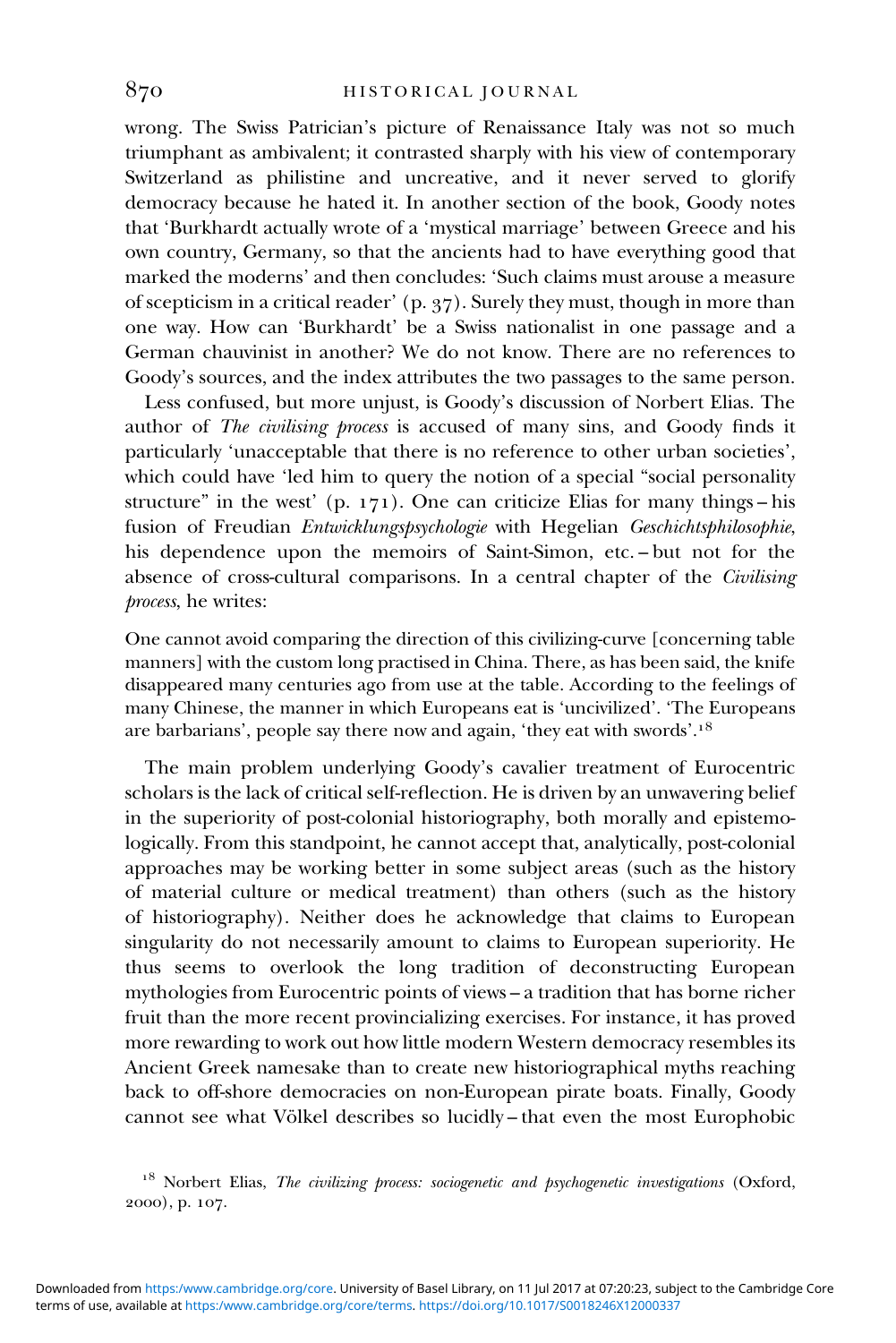wrong. The Swiss Patrician's picture of Renaissance Italy was not so much triumphant as ambivalent; it contrasted sharply with his view of contemporary Switzerland as philistine and uncreative, and it never served to glorify democracy because he hated it. In another section of the book, Goody notes that 'Burkhardt actually wrote of a 'mystical marriage' between Greece and his own country, Germany, so that the ancients had to have everything good that marked the moderns' and then concludes: 'Such claims must arouse a measure of scepticism in a critical reader' (p. 37). Surely they must, though in more than one way. How can 'Burkhardt' be a Swiss nationalist in one passage and a German chauvinist in another? We do not know. There are no references to Goody's sources, and the index attributes the two passages to the same person.

Less confused, but more unjust, is Goody's discussion of Norbert Elias. The author of *The civilising process* is accused of many sins, and Goody finds it particularly 'unacceptable that there is no reference to other urban societies', which could have 'led him to query the notion of a special "social personality structure" in the west' (p. 171). One can criticize Elias for many things – his fusion of Freudian *Entwicklungspsychologie* with Hegelian *Geschichtsphilosophie*, his dependence upon the memoirs of Saint-Simon, etc. – but not for the absence of cross-cultural comparisons. In a central chapter of the *Civilising process*, he writes:

> One cannot avoid comparing the direction of this civilizing-curve [concerning table manners] with the custom long practised in China. There, as has been said, the knife disappeared many centuries ago from use at the table. According to the feelings of many Chinese, the manner in which Europeans eat is 'uncivilized'. 'The Europeans are barbarians', people say there now and again, 'they eat with swords'.[18]

The main problem underlying Goody's cavalier treatment of Eurocentric scholars is the lack of critical self-reflection. He is driven by an unwavering belief in the superiority of post-colonial historiography, both morally and epistemologically. From this standpoint, he cannot accept that, analytically, post-colonial approaches may be working better in some subject areas (such as the history of material culture or medical treatment) than others (such as the history of historiography). Neither does he acknowledge that claims to European singularity do not necessarily amount to claims to European superiority. He thus seems to overlook the long tradition of deconstructing European mythologies from Eurocentric points of views – a tradition that has borne richer fruit than the more recent provincializing exercises. For instance, it has proved more rewarding to work out how little modern Western democracy resembles its Ancient Greek namesake than to create new historiographical myths reaching back to off-shore democracies on non-European pirate boats. Finally, Goody cannot see what Völkel describes so lucidly – that even the most Europhobic

[18] Norbert Elias, *The civilizing process: sociogenetic and psychogenetic investigations* (Oxford, 2000), p. 107.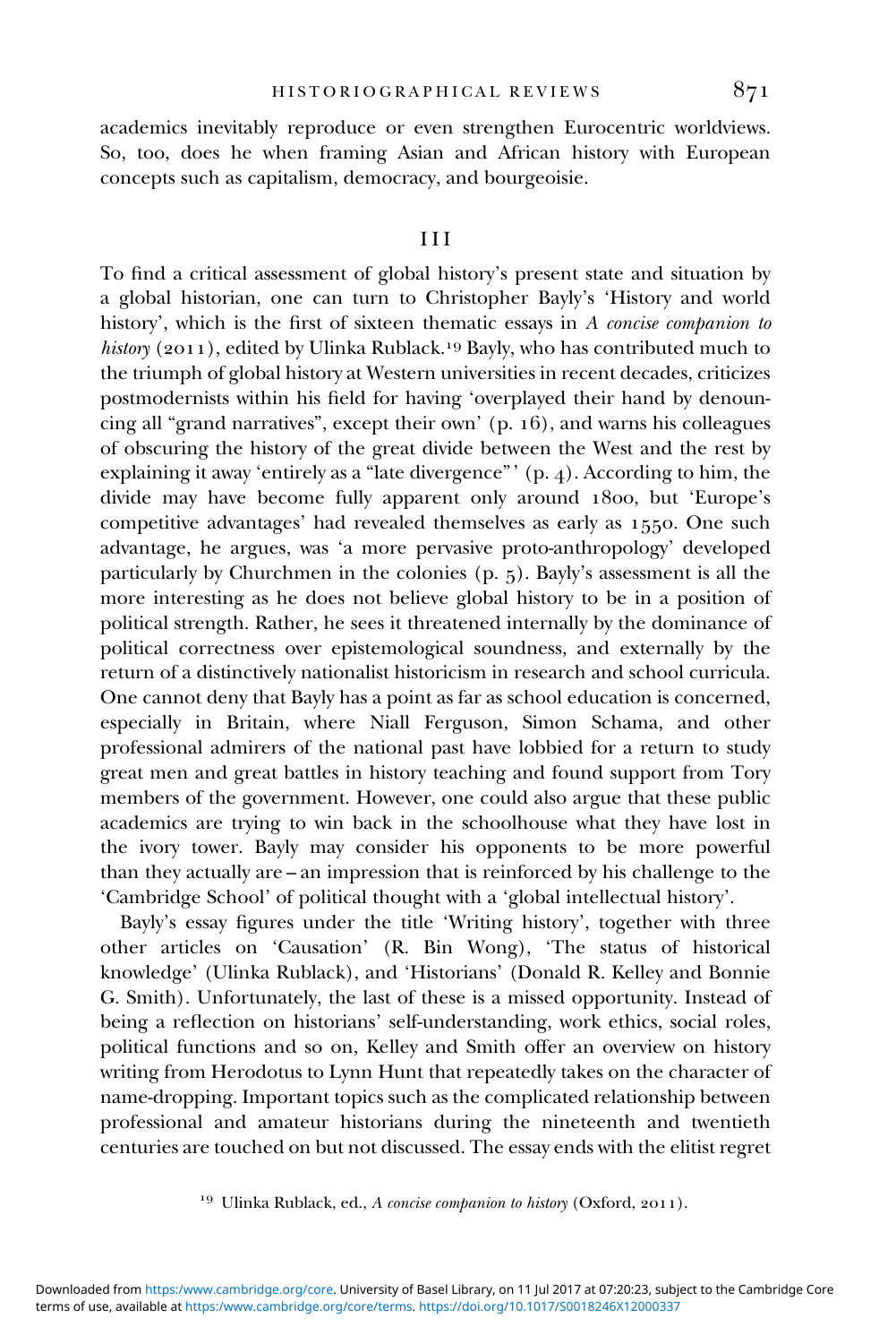academics inevitably reproduce or even strengthen Eurocentric worldviews. So, too, does he when framing Asian and African history with European concepts such as capitalism, democracy, and bourgeoisie.

## III

To find a critical assessment of global history's present state and situation by a global historian, one can turn to Christopher Bayly's 'History and world history', which is the first of sixteen thematic essays in *A concise companion to history* (2011), edited by Ulinka Rublack.[19] Bayly, who has contributed much to the triumph of global history at Western universities in recent decades, criticizes postmodernists within his field for having 'overplayed their hand by denouncing all "grand narratives", except their own' (p. 16), and warns his colleagues of obscuring the history of the great divide between the West and the rest by explaining it away 'entirely as a "late divergence"' (p. 4). According to him, the divide may have become fully apparent only around 1800, but 'Europe's competitive advantages' had revealed themselves as early as 1550. One such advantage, he argues, was 'a more pervasive proto-anthropology' developed particularly by Churchmen in the colonies (p. 5). Bayly's assessment is all the more interesting as he does not believe global history to be in a position of political strength. Rather, he sees it threatened internally by the dominance of political correctness over epistemological soundness, and externally by the return of a distinctively nationalist historicism in research and school curricula. One cannot deny that Bayly has a point as far as school education is concerned, especially in Britain, where Niall Ferguson, Simon Schama, and other professional admirers of the national past have lobbied for a return to study great men and great battles in history teaching and found support from Tory members of the government. However, one could also argue that these public academics are trying to win back in the schoolhouse what they have lost in the ivory tower. Bayly may consider his opponents to be more powerful than they actually are – an impression that is reinforced by his challenge to the 'Cambridge School' of political thought with a 'global intellectual history'.

Bayly's essay figures under the title 'Writing history', together with three other articles on 'Causation' (R. Bin Wong), 'The status of historical knowledge' (Ulinka Rublack), and 'Historians' (Donald R. Kelley and Bonnie G. Smith). Unfortunately, the last of these is a missed opportunity. Instead of being a reflection on historians' self-understanding, work ethics, social roles, political functions and so on, Kelley and Smith offer an overview on history writing from Herodotus to Lynn Hunt that repeatedly takes on the character of name-dropping. Important topics such as the complicated relationship between professional and amateur historians during the nineteenth and twentieth centuries are touched on but not discussed. The essay ends with the elitist regret

[19] Ulinka Rublack, ed., *A concise companion to history* (Oxford, 2011).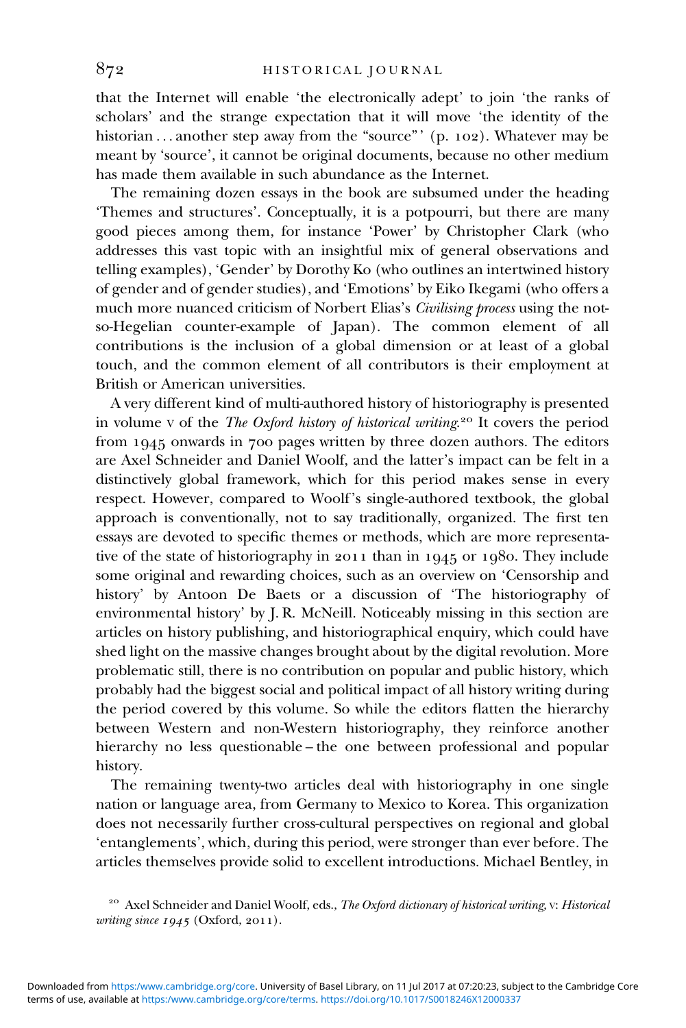that the Internet will enable 'the electronically adept' to join 'the ranks of scholars' and the strange expectation that it will move 'the identity of the historian ... another step away from the "source"' (p. 102). Whatever may be meant by 'source', it cannot be original documents, because no other medium has made them available in such abundance as the Internet.

The remaining dozen essays in the book are subsumed under the heading 'Themes and structures'. Conceptually, it is a potpourri, but there are many good pieces among them, for instance 'Power' by Christopher Clark (who addresses this vast topic with an insightful mix of general observations and telling examples), 'Gender' by Dorothy Ko (who outlines an intertwined history of gender and of gender studies), and 'Emotions' by Eiko Ikegami (who offers a much more nuanced criticism of Norbert Elias's *Civilising process* using the not-so-Hegelian counter-example of Japan). The common element of all contributions is the inclusion of a global dimension or at least of a global touch, and the common element of all contributors is their employment at British or American universities.

A very different kind of multi-authored history of historiography is presented in volume v of the *The Oxford history of historical writing*.[20] It covers the period from 1945 onwards in 700 pages written by three dozen authors. The editors are Axel Schneider and Daniel Woolf, and the latter's impact can be felt in a distinctively global framework, which for this period makes sense in every respect. However, compared to Woolf's single-authored textbook, the global approach is conventionally, not to say traditionally, organized. The first ten essays are devoted to specific themes or methods, which are more representative of the state of historiography in 2011 than in 1945 or 1980. They include some original and rewarding choices, such as an overview on 'Censorship and history' by Antoon De Baets or a discussion of 'The historiography of environmental history' by J. R. McNeill. Noticeably missing in this section are articles on history publishing, and historiographical enquiry, which could have shed light on the massive changes brought about by the digital revolution. More problematic still, there is no contribution on popular and public history, which probably had the biggest social and political impact of all history writing during the period covered by this volume. So while the editors flatten the hierarchy between Western and non-Western historiography, they reinforce another hierarchy no less questionable – the one between professional and popular history.

The remaining twenty-two articles deal with historiography in one single nation or language area, from Germany to Mexico to Korea. This organization does not necessarily further cross-cultural perspectives on regional and global 'entanglements', which, during this period, were stronger than ever before. The articles themselves provide solid to excellent introductions. Michael Bentley, in

[20] Axel Schneider and Daniel Woolf, eds., *The Oxford dictionary of historical writing*, V: *Historical writing since 1945* (Oxford, 2011).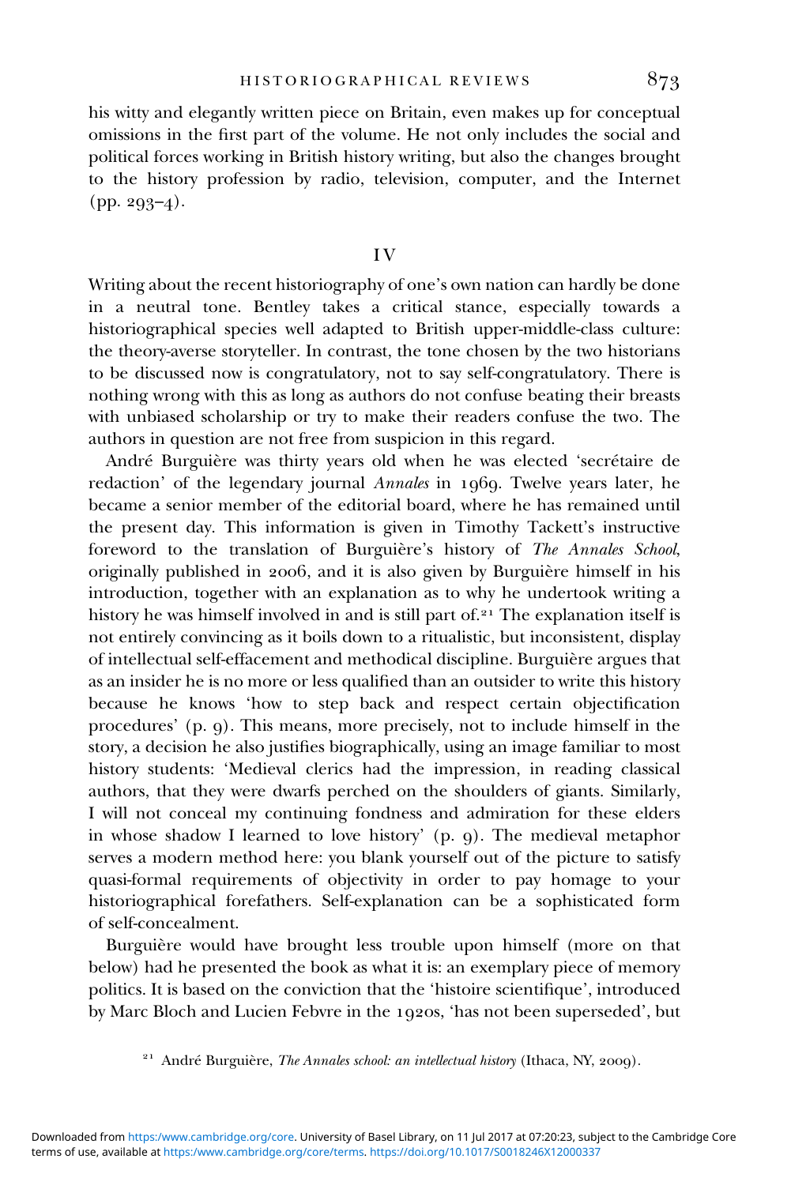his witty and elegantly written piece on Britain, even makes up for conceptual omissions in the first part of the volume. He not only includes the social and political forces working in British history writing, but also the changes brought to the history profession by radio, television, computer, and the Internet (pp. 293–4).

## IV

Writing about the recent historiography of one's own nation can hardly be done in a neutral tone. Bentley takes a critical stance, especially towards a historiographical species well adapted to British upper-middle-class culture: the theory-averse storyteller. In contrast, the tone chosen by the two historians to be discussed now is congratulatory, not to say self-congratulatory. There is nothing wrong with this as long as authors do not confuse beating their breasts with unbiased scholarship or try to make their readers confuse the two. The authors in question are not free from suspicion in this regard.

André Burguière was thirty years old when he was elected 'secrétaire de redaction' of the legendary journal *Annales* in 1969. Twelve years later, he became a senior member of the editorial board, where he has remained until the present day. This information is given in Timothy Tackett's instructive foreword to the translation of Burguière's history of *The Annales School*, originally published in 2006, and it is also given by Burguière himself in his introduction, together with an explanation as to why he undertook writing a history he was himself involved in and is still part of.[21] The explanation itself is not entirely convincing as it boils down to a ritualistic, but inconsistent, display of intellectual self-effacement and methodical discipline. Burguière argues that as an insider he is no more or less qualified than an outsider to write this history because he knows 'how to step back and respect certain objectification procedures' (p. 9). This means, more precisely, not to include himself in the story, a decision he also justifies biographically, using an image familiar to most history students: 'Medieval clerics had the impression, in reading classical authors, that they were dwarfs perched on the shoulders of giants. Similarly, I will not conceal my continuing fondness and admiration for these elders in whose shadow I learned to love history' (p. 9). The medieval metaphor serves a modern method here: you blank yourself out of the picture to satisfy quasi-formal requirements of objectivity in order to pay homage to your historiographical forefathers. Self-explanation can be a sophisticated form of self-concealment.

Burguière would have brought less trouble upon himself (more on that below) had he presented the book as what it is: an exemplary piece of memory politics. It is based on the conviction that the 'histoire scientifique', introduced by Marc Bloch and Lucien Febvre in the 1920s, 'has not been superseded', but

[21] André Burguière, *The Annales school: an intellectual history* (Ithaca, NY, 2009).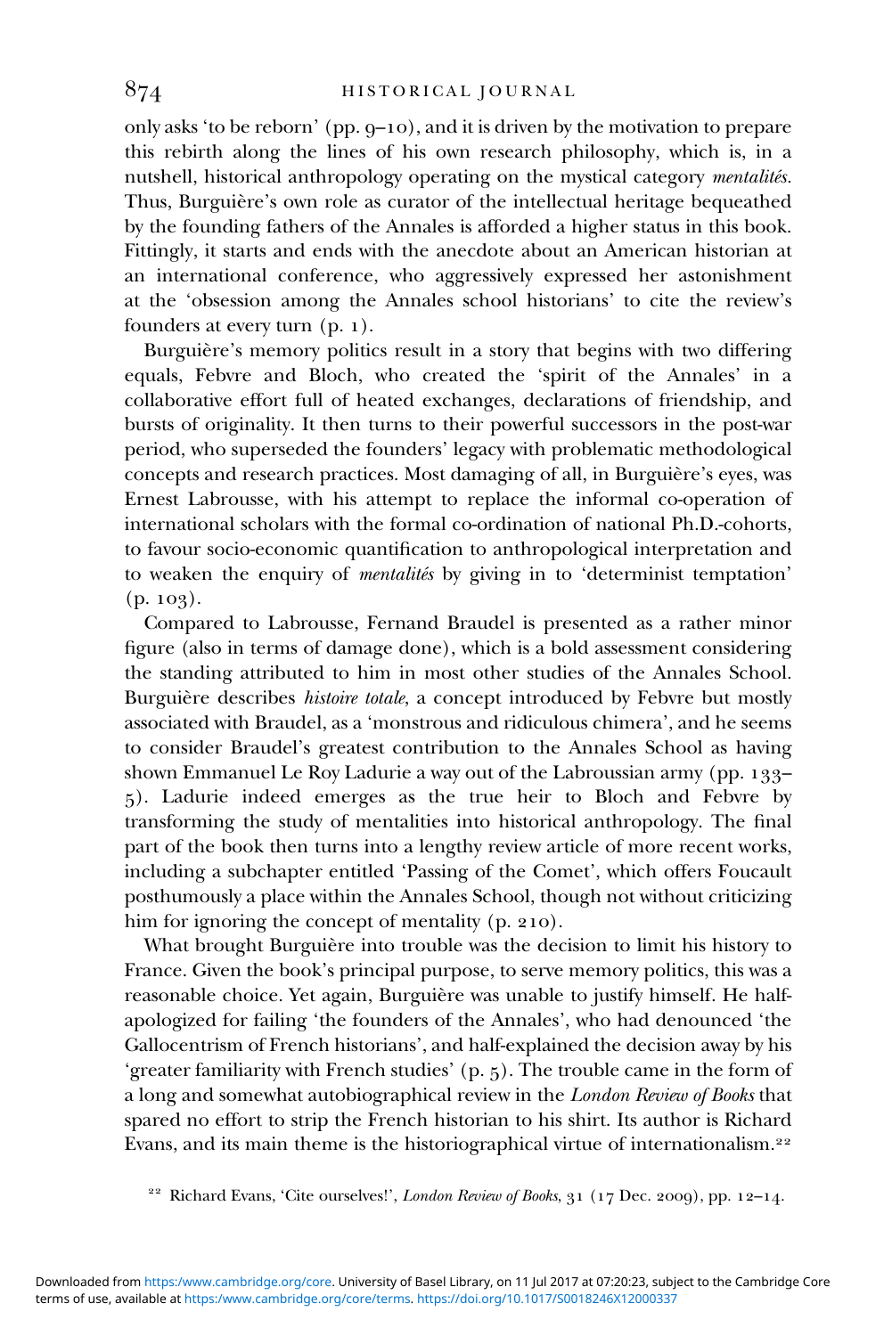only asks 'to be reborn' (pp. 9–10), and it is driven by the motivation to prepare this rebirth along the lines of his own research philosophy, which is, in a nutshell, historical anthropology operating on the mystical category *mentalités*. Thus, Burguière's own role as curator of the intellectual heritage bequeathed by the founding fathers of the Annales is afforded a higher status in this book. Fittingly, it starts and ends with the anecdote about an American historian at an international conference, who aggressively expressed her astonishment at the 'obsession among the Annales school historians' to cite the review's founders at every turn (p. 1).

Burguière's memory politics result in a story that begins with two differing equals, Febvre and Bloch, who created the 'spirit of the Annales' in a collaborative effort full of heated exchanges, declarations of friendship, and bursts of originality. It then turns to their powerful successors in the post-war period, who superseded the founders' legacy with problematic methodological concepts and research practices. Most damaging of all, in Burguière's eyes, was Ernest Labrousse, with his attempt to replace the informal co-operation of international scholars with the formal co-ordination of national Ph.D.-cohorts, to favour socio-economic quantification to anthropological interpretation and to weaken the enquiry of *mentalités* by giving in to 'determinist temptation' (p. 103).

Compared to Labrousse, Fernand Braudel is presented as a rather minor figure (also in terms of damage done), which is a bold assessment considering the standing attributed to him in most other studies of the Annales School. Burguière describes *histoire totale*, a concept introduced by Febvre but mostly associated with Braudel, as a 'monstrous and ridiculous chimera', and he seems to consider Braudel's greatest contribution to the Annales School as having shown Emmanuel Le Roy Ladurie a way out of the Labroussian army (pp. 133–5). Ladurie indeed emerges as the true heir to Bloch and Febvre by transforming the study of mentalities into historical anthropology. The final part of the book then turns into a lengthy review article of more recent works, including a subchapter entitled 'Passing of the Comet', which offers Foucault posthumously a place within the Annales School, though not without criticizing him for ignoring the concept of mentality (p. 210).

What brought Burguière into trouble was the decision to limit his history to France. Given the book's principal purpose, to serve memory politics, this was a reasonable choice. Yet again, Burguière was unable to justify himself. He half-apologized for failing 'the founders of the Annales', who had denounced 'the Gallocentrism of French historians', and half-explained the decision away by his 'greater familiarity with French studies' (p. 5). The trouble came in the form of a long and somewhat autobiographical review in the *London Review of Books* that spared no effort to strip the French historian to his shirt. Its author is Richard Evans, and its main theme is the historiographical virtue of internationalism.[22]

[22] Richard Evans, 'Cite ourselves!', *London Review of Books*, 31 (17 Dec. 2009), pp. 12–14.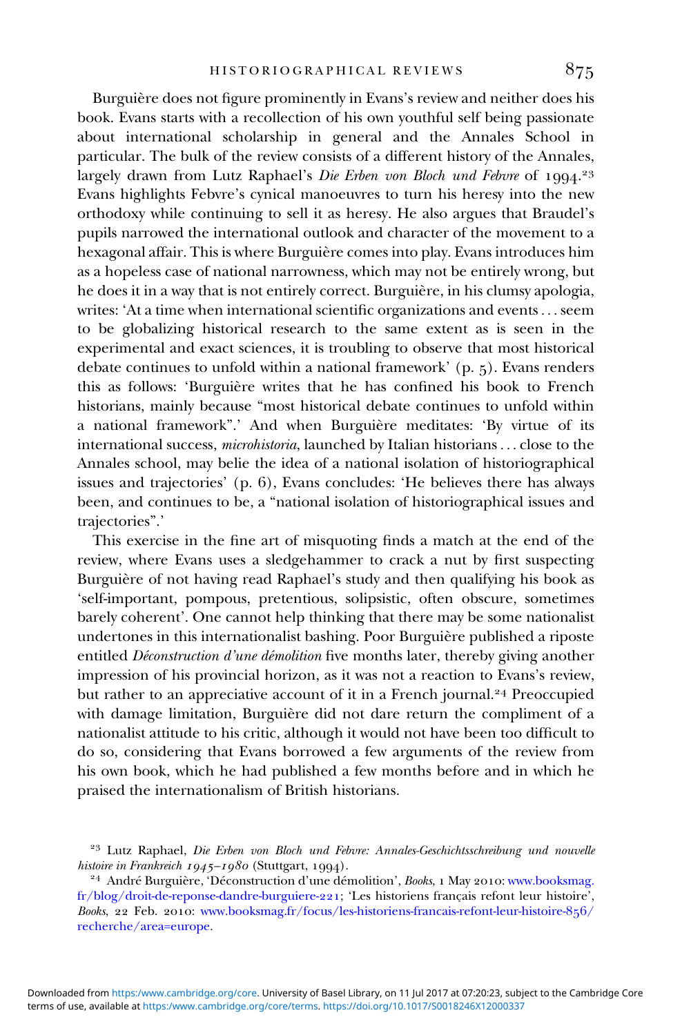Burguière does not figure prominently in Evans's review and neither does his book. Evans starts with a recollection of his own youthful self being passionate about international scholarship in general and the Annales School in particular. The bulk of the review consists of a different history of the Annales, largely drawn from Lutz Raphael's *Die Erben von Bloch und Febvre* of 1994.[23] Evans highlights Febvre's cynical manoeuvres to turn his heresy into the new orthodoxy while continuing to sell it as heresy. He also argues that Braudel's pupils narrowed the international outlook and character of the movement to a hexagonal affair. This is where Burguière comes into play. Evans introduces him as a hopeless case of national narrowness, which may not be entirely wrong, but he does it in a way that is not entirely correct. Burguière, in his clumsy apologia, writes: 'At a time when international scientific organizations and events . . . seem to be globalizing historical research to the same extent as is seen in the experimental and exact sciences, it is troubling to observe that most historical debate continues to unfold within a national framework' (p. 5). Evans renders this as follows: 'Burguière writes that he has confined his book to French historians, mainly because "most historical debate continues to unfold within a national framework".' And when Burguière meditates: 'By virtue of its international success, *microhistoria*, launched by Italian historians . . . close to the Annales school, may belie the idea of a national isolation of historiographical issues and trajectories' (p. 6), Evans concludes: 'He believes there has always been, and continues to be, a "national isolation of historiographical issues and trajectories".'

This exercise in the fine art of misquoting finds a match at the end of the review, where Evans uses a sledgehammer to crack a nut by first suspecting Burguière of not having read Raphael's study and then qualifying his book as 'self-important, pompous, pretentious, solipsistic, often obscure, sometimes barely coherent'. One cannot help thinking that there may be some nationalist undertones in this internationalist bashing. Poor Burguière published a riposte entitled *Déconstruction d'une démolition* five months later, thereby giving another impression of his provincial horizon, as it was not a reaction to Evans's review, but rather to an appreciative account of it in a French journal.[24] Preoccupied with damage limitation, Burguière did not dare return the compliment of a nationalist attitude to his critic, although it would not have been too difficult to do so, considering that Evans borrowed a few arguments of the review from his own book, which he had published a few months before and in which he praised the internationalism of British historians.

[23] Lutz Raphael, *Die Erben von Bloch und Febvre: Annales-Geschichtsschreibung und nouvelle histoire in Frankreich 1945–1980* (Stuttgart, 1994).

[24] André Burguière, 'Déconstruction d'une démolition', *Books*, 1 May 2010: www.booksmag.fr/blog/droit-de-reponse-dandre-burguiere-221; 'Les historiens français refont leur histoire', *Books*, 22 Feb. 2010: www.booksmag.fr/focus/les-historiens-francais-refont-leur-histoire-856/recherche/area=europe.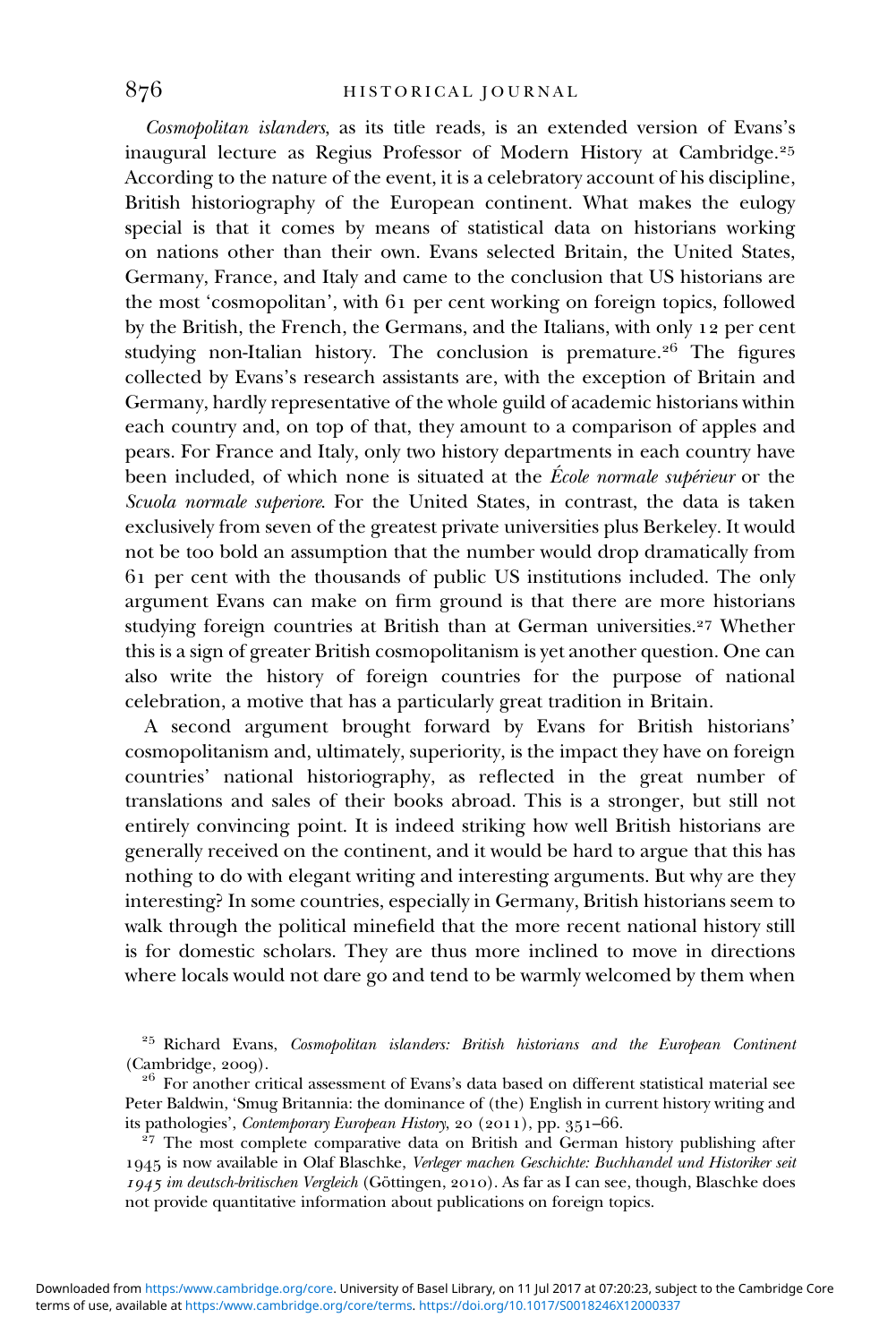*Cosmopolitan islanders*, as its title reads, is an extended version of Evans's inaugural lecture as Regius Professor of Modern History at Cambridge.[25] According to the nature of the event, it is a celebratory account of his discipline, British historiography of the European continent. What makes the eulogy special is that it comes by means of statistical data on historians working on nations other than their own. Evans selected Britain, the United States, Germany, France, and Italy and came to the conclusion that US historians are the most 'cosmopolitan', with 61 per cent working on foreign topics, followed by the British, the French, the Germans, and the Italians, with only 12 per cent studying non-Italian history. The conclusion is premature.[26] The figures collected by Evans's research assistants are, with the exception of Britain and Germany, hardly representative of the whole guild of academic historians within each country and, on top of that, they amount to a comparison of apples and pears. For France and Italy, only two history departments in each country have been included, of which none is situated at the *École normale supérieur* or the *Scuola normale superiore*. For the United States, in contrast, the data is taken exclusively from seven of the greatest private universities plus Berkeley. It would not be too bold an assumption that the number would drop dramatically from 61 per cent with the thousands of public US institutions included. The only argument Evans can make on firm ground is that there are more historians studying foreign countries at British than at German universities.[27] Whether this is a sign of greater British cosmopolitanism is yet another question. One can also write the history of foreign countries for the purpose of national celebration, a motive that has a particularly great tradition in Britain.

A second argument brought forward by Evans for British historians' cosmopolitanism and, ultimately, superiority, is the impact they have on foreign countries' national historiography, as reflected in the great number of translations and sales of their books abroad. This is a stronger, but still not entirely convincing point. It is indeed striking how well British historians are generally received on the continent, and it would be hard to argue that this has nothing to do with elegant writing and interesting arguments. But why are they interesting? In some countries, especially in Germany, British historians seem to walk through the political minefield that the more recent national history still is for domestic scholars. They are thus more inclined to move in directions where locals would not dare go and tend to be warmly welcomed by them when

[25] Richard Evans, *Cosmopolitan islanders: British historians and the European Continent* (Cambridge, 2009).

[26] For another critical assessment of Evans's data based on different statistical material see Peter Baldwin, 'Smug Britannia: the dominance of (the) English in current history writing and its pathologies', *Contemporary European History*, 20 (2011), pp. 351–66.

[27] The most complete comparative data on British and German history publishing after 1945 is now available in Olaf Blaschke, *Verleger machen Geschichte: Buchhandel und Historiker seit 1945 im deutsch-britischen Vergleich* (Göttingen, 2010). As far as I can see, though, Blaschke does not provide quantitative information about publications on foreign topics.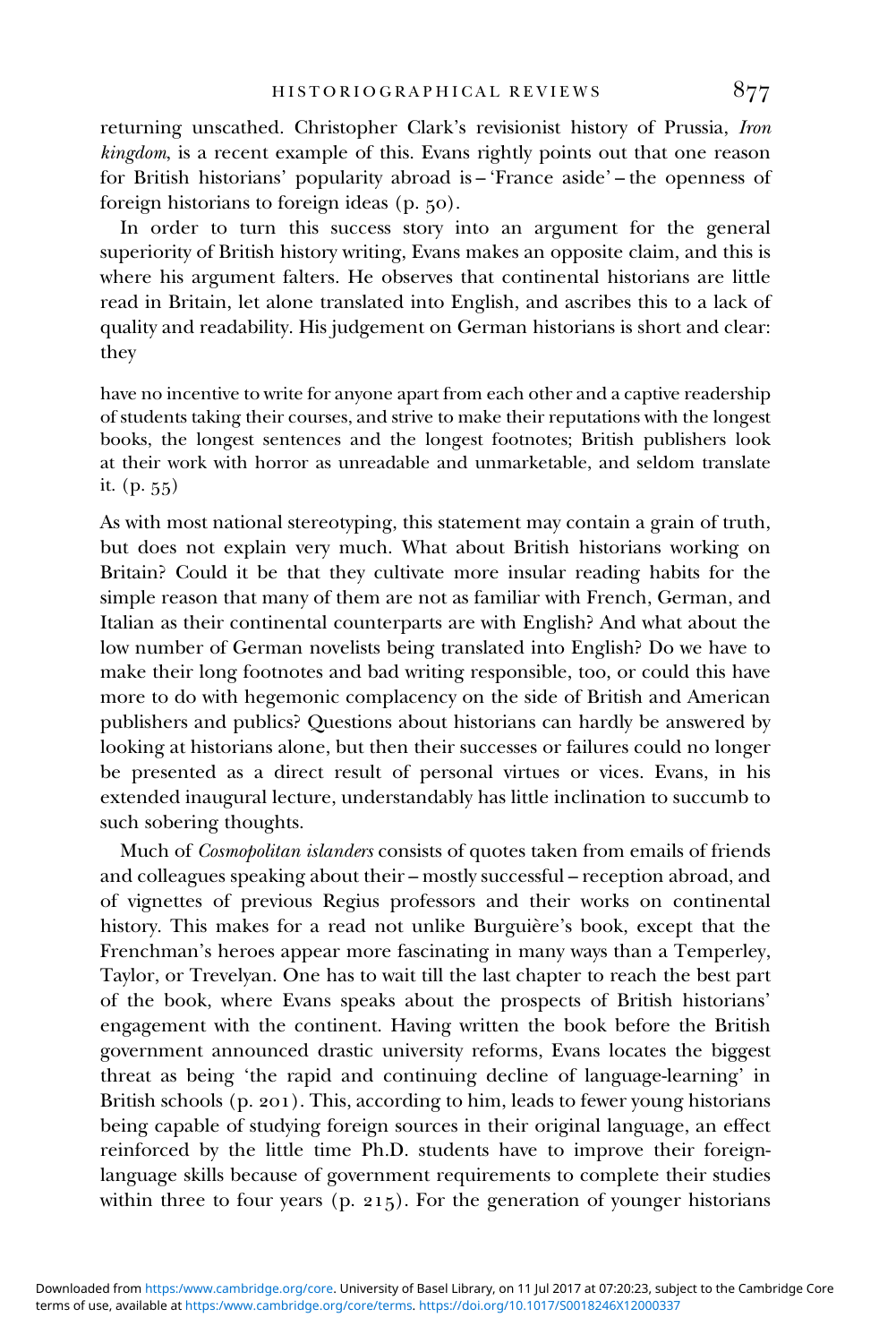returning unscathed. Christopher Clark's revisionist history of Prussia, *Iron kingdom*, is a recent example of this. Evans rightly points out that one reason for British historians' popularity abroad is – 'France aside' – the openness of foreign historians to foreign ideas (p. 50).

In order to turn this success story into an argument for the general superiority of British history writing, Evans makes an opposite claim, and this is where his argument falters. He observes that continental historians are little read in Britain, let alone translated into English, and ascribes this to a lack of quality and readability. His judgement on German historians is short and clear: they

> have no incentive to write for anyone apart from each other and a captive readership of students taking their courses, and strive to make their reputations with the longest books, the longest sentences and the longest footnotes; British publishers look at their work with horror as unreadable and unmarketable, and seldom translate it. (p. 55)

As with most national stereotyping, this statement may contain a grain of truth, but does not explain very much. What about British historians working on Britain? Could it be that they cultivate more insular reading habits for the simple reason that many of them are not as familiar with French, German, and Italian as their continental counterparts are with English? And what about the low number of German novelists being translated into English? Do we have to make their long footnotes and bad writing responsible, too, or could this have more to do with hegemonic complacency on the side of British and American publishers and publics? Questions about historians can hardly be answered by looking at historians alone, but then their successes or failures could no longer be presented as a direct result of personal virtues or vices. Evans, in his extended inaugural lecture, understandably has little inclination to succumb to such sobering thoughts.

Much of *Cosmopolitan islanders* consists of quotes taken from emails of friends and colleagues speaking about their – mostly successful – reception abroad, and of vignettes of previous Regius professors and their works on continental history. This makes for a read not unlike Burguière's book, except that the Frenchman's heroes appear more fascinating in many ways than a Temperley, Taylor, or Trevelyan. One has to wait till the last chapter to reach the best part of the book, where Evans speaks about the prospects of British historians' engagement with the continent. Having written the book before the British government announced drastic university reforms, Evans locates the biggest threat as being 'the rapid and continuing decline of language-learning' in British schools (p. 201). This, according to him, leads to fewer young historians being capable of studying foreign sources in their original language, an effect reinforced by the little time Ph.D. students have to improve their foreign-language skills because of government requirements to complete their studies within three to four years (p. 215). For the generation of younger historians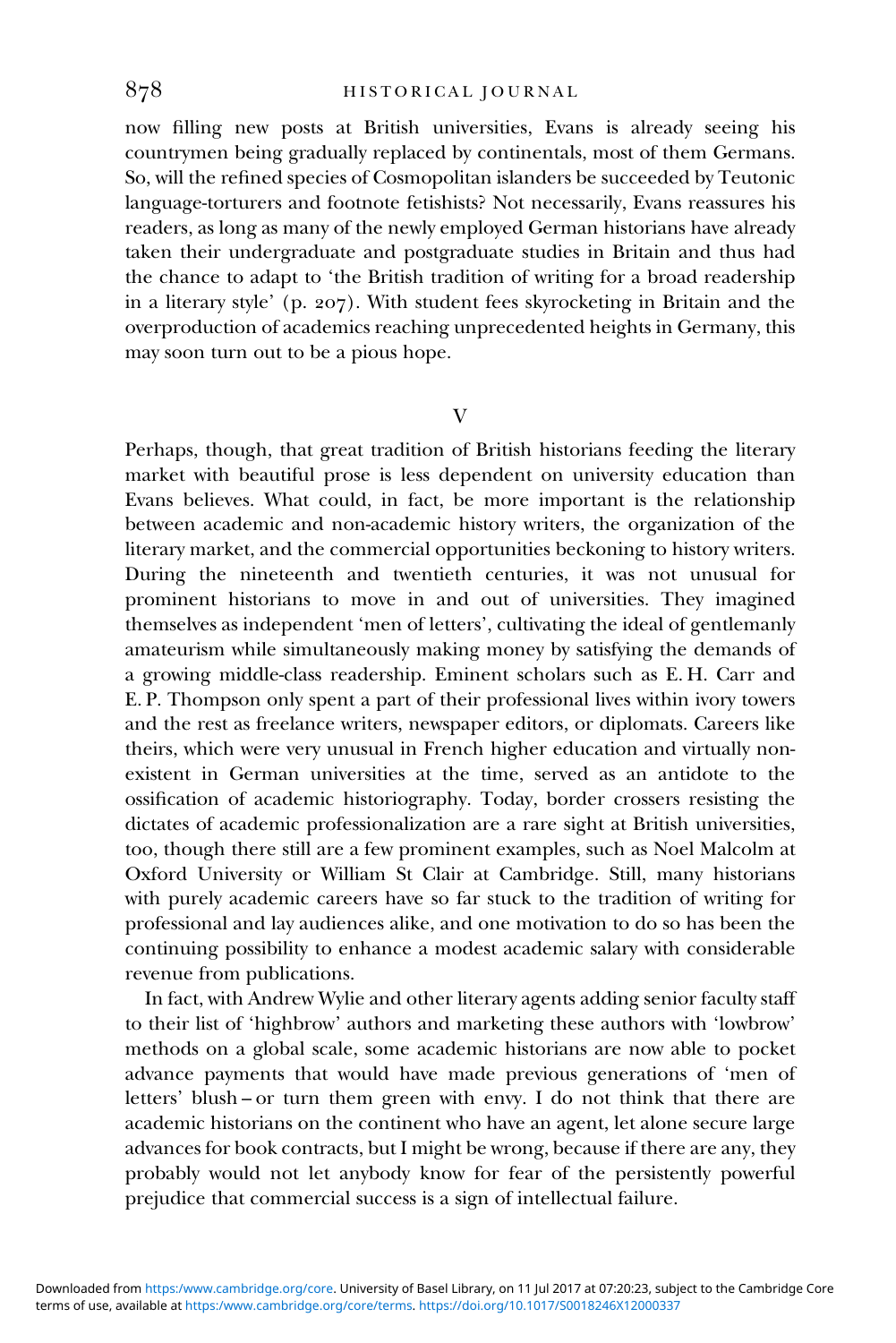now filling new posts at British universities, Evans is already seeing his countrymen being gradually replaced by continentals, most of them Germans. So, will the refined species of Cosmopolitan islanders be succeeded by Teutonic language-torturers and footnote fetishists? Not necessarily, Evans reassures his readers, as long as many of the newly employed German historians have already taken their undergraduate and postgraduate studies in Britain and thus had the chance to adapt to 'the British tradition of writing for a broad readership in a literary style' (p. 207). With student fees skyrocketing in Britain and the overproduction of academics reaching unprecedented heights in Germany, this may soon turn out to be a pious hope.

## V

Perhaps, though, that great tradition of British historians feeding the literary market with beautiful prose is less dependent on university education than Evans believes. What could, in fact, be more important is the relationship between academic and non-academic history writers, the organization of the literary market, and the commercial opportunities beckoning to history writers. During the nineteenth and twentieth centuries, it was not unusual for prominent historians to move in and out of universities. They imagined themselves as independent 'men of letters', cultivating the ideal of gentlemanly amateurism while simultaneously making money by satisfying the demands of a growing middle-class readership. Eminent scholars such as E. H. Carr and E. P. Thompson only spent a part of their professional lives within ivory towers and the rest as freelance writers, newspaper editors, or diplomats. Careers like theirs, which were very unusual in French higher education and virtually non-existent in German universities at the time, served as an antidote to the ossification of academic historiography. Today, border crossers resisting the dictates of academic professionalization are a rare sight at British universities, too, though there still are a few prominent examples, such as Noel Malcolm at Oxford University or William St Clair at Cambridge. Still, many historians with purely academic careers have so far stuck to the tradition of writing for professional and lay audiences alike, and one motivation to do so has been the continuing possibility to enhance a modest academic salary with considerable revenue from publications.

In fact, with Andrew Wylie and other literary agents adding senior faculty staff to their list of 'highbrow' authors and marketing these authors with 'lowbrow' methods on a global scale, some academic historians are now able to pocket advance payments that would have made previous generations of 'men of letters' blush – or turn them green with envy. I do not think that there are academic historians on the continent who have an agent, let alone secure large advances for book contracts, but I might be wrong, because if there are any, they probably would not let anybody know for fear of the persistently powerful prejudice that commercial success is a sign of intellectual failure.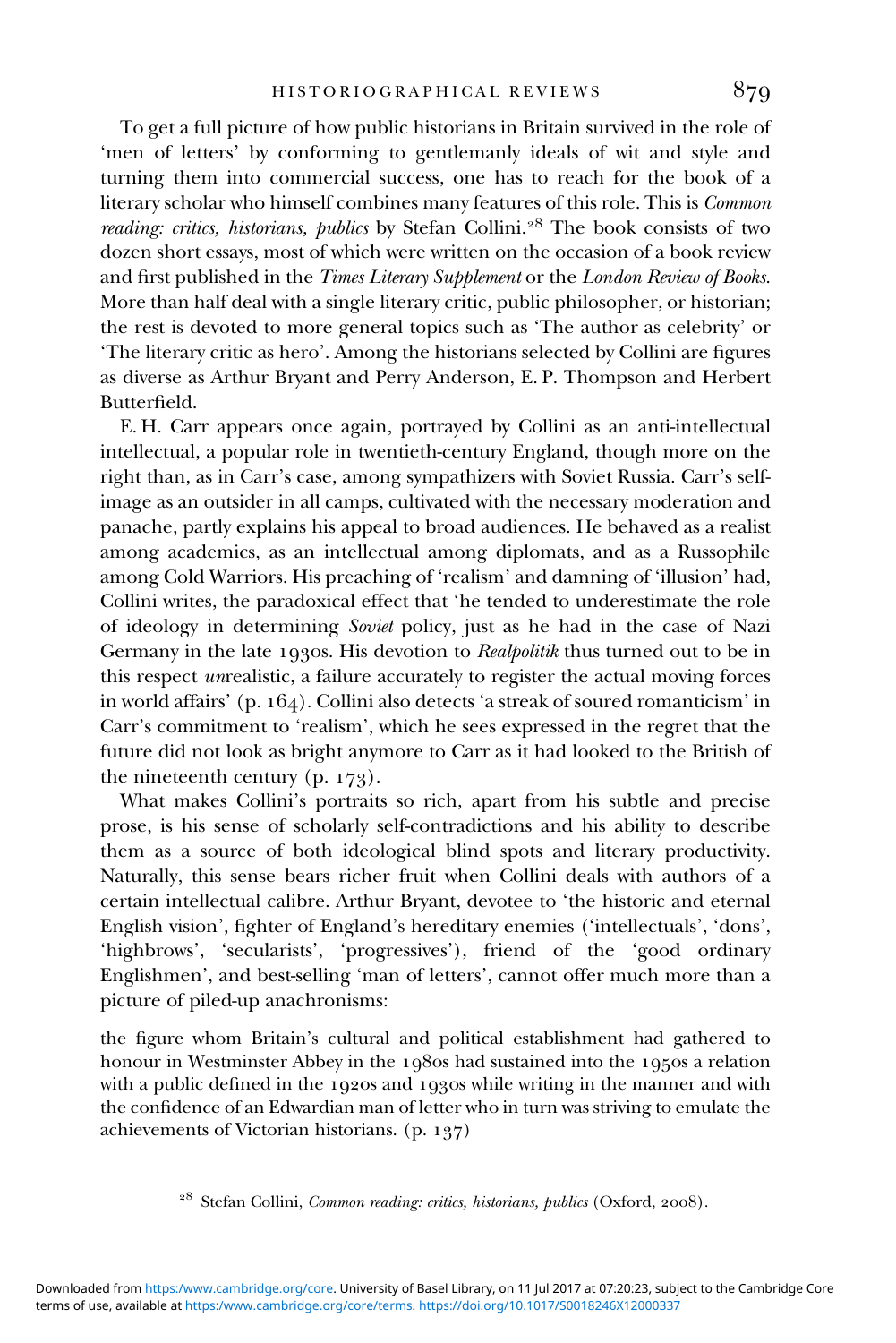To get a full picture of how public historians in Britain survived in the role of 'men of letters' by conforming to gentlemanly ideals of wit and style and turning them into commercial success, one has to reach for the book of a literary scholar who himself combines many features of this role. This is *Common reading: critics, historians, publics* by Stefan Collini.[28] The book consists of two dozen short essays, most of which were written on the occasion of a book review and first published in the *Times Literary Supplement* or the *London Review of Books*. More than half deal with a single literary critic, public philosopher, or historian; the rest is devoted to more general topics such as 'The author as celebrity' or 'The literary critic as hero'. Among the historians selected by Collini are figures as diverse as Arthur Bryant and Perry Anderson, E. P. Thompson and Herbert Butterfield.

E. H. Carr appears once again, portrayed by Collini as an anti-intellectual intellectual, a popular role in twentieth-century England, though more on the right than, as in Carr's case, among sympathizers with Soviet Russia. Carr's self-image as an outsider in all camps, cultivated with the necessary moderation and panache, partly explains his appeal to broad audiences. He behaved as a realist among academics, as an intellectual among diplomats, and as a Russophile among Cold Warriors. His preaching of 'realism' and damning of 'illusion' had, Collini writes, the paradoxical effect that 'he tended to underestimate the role of ideology in determining *Soviet* policy, just as he had in the case of Nazi Germany in the late 1930s. His devotion to *Realpolitik* thus turned out to be in this respect *un*realistic, a failure accurately to register the actual moving forces in world affairs' (p. 164). Collini also detects 'a streak of soured romanticism' in Carr's commitment to 'realism', which he sees expressed in the regret that the future did not look as bright anymore to Carr as it had looked to the British of the nineteenth century (p. 173).

What makes Collini's portraits so rich, apart from his subtle and precise prose, is his sense of scholarly self-contradictions and his ability to describe them as a source of both ideological blind spots and literary productivity. Naturally, this sense bears richer fruit when Collini deals with authors of a certain intellectual calibre. Arthur Bryant, devotee to 'the historic and eternal English vision', fighter of England's hereditary enemies ('intellectuals', 'dons', 'highbrows', 'secularists', 'progressives'), friend of the 'good ordinary Englishmen', and best-selling 'man of letters', cannot offer much more than a picture of piled-up anachronisms:

> the figure whom Britain's cultural and political establishment had gathered to honour in Westminster Abbey in the 1980s had sustained into the 1950s a relation with a public defined in the 1920s and 1930s while writing in the manner and with the confidence of an Edwardian man of letter who in turn was striving to emulate the achievements of Victorian historians. (p. 137)

[28] Stefan Collini, *Common reading: critics, historians, publics* (Oxford, 2008).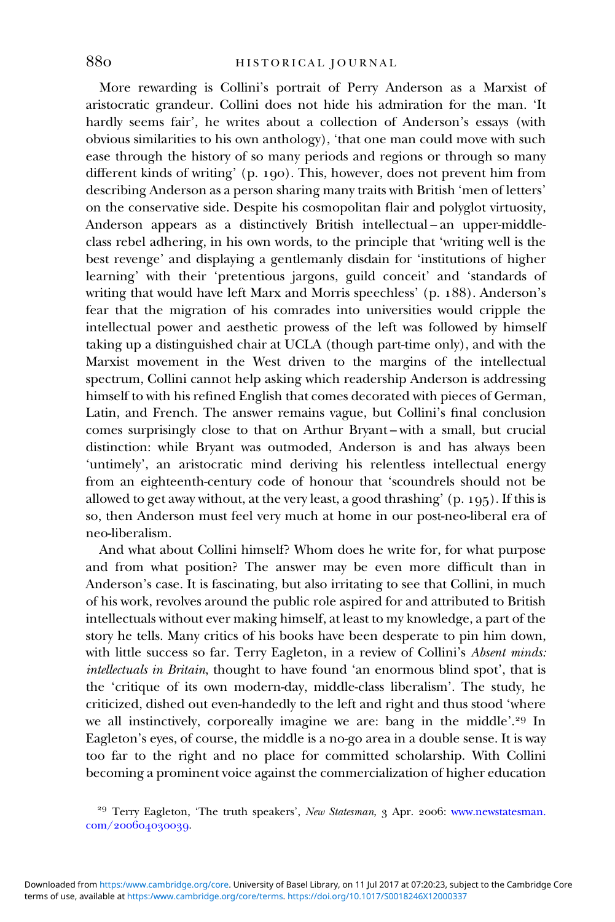More rewarding is Collini's portrait of Perry Anderson as a Marxist of aristocratic grandeur. Collini does not hide his admiration for the man. 'It hardly seems fair', he writes about a collection of Anderson's essays (with obvious similarities to his own anthology), 'that one man could move with such ease through the history of so many periods and regions or through so many different kinds of writing' (p. 190). This, however, does not prevent him from describing Anderson as a person sharing many traits with British 'men of letters' on the conservative side. Despite his cosmopolitan flair and polyglot virtuosity, Anderson appears as a distinctively British intellectual – an upper-middle-class rebel adhering, in his own words, to the principle that 'writing well is the best revenge' and displaying a gentlemanly disdain for 'institutions of higher learning' with their 'pretentious jargons, guild conceit' and 'standards of writing that would have left Marx and Morris speechless' (p. 188). Anderson's fear that the migration of his comrades into universities would cripple the intellectual power and aesthetic prowess of the left was followed by himself taking up a distinguished chair at UCLA (though part-time only), and with the Marxist movement in the West driven to the margins of the intellectual spectrum, Collini cannot help asking which readership Anderson is addressing himself to with his refined English that comes decorated with pieces of German, Latin, and French. The answer remains vague, but Collini's final conclusion comes surprisingly close to that on Arthur Bryant – with a small, but crucial distinction: while Bryant was outmoded, Anderson is and has always been 'untimely', an aristocratic mind deriving his relentless intellectual energy from an eighteenth-century code of honour that 'scoundrels should not be allowed to get away without, at the very least, a good thrashing' (p. 195). If this is so, then Anderson must feel very much at home in our post-neo-liberal era of neo-liberalism.

And what about Collini himself? Whom does he write for, for what purpose and from what position? The answer may be even more difficult than in Anderson's case. It is fascinating, but also irritating to see that Collini, in much of his work, revolves around the public role aspired for and attributed to British intellectuals without ever making himself, at least to my knowledge, a part of the story he tells. Many critics of his books have been desperate to pin him down, with little success so far. Terry Eagleton, in a review of Collini's *Absent minds: intellectuals in Britain*, thought to have found 'an enormous blind spot', that is the 'critique of its own modern-day, middle-class liberalism'. The study, he criticized, dished out even-handedly to the left and right and thus stood 'where we all instinctively, corporeally imagine we are: bang in the middle'.[29] In Eagleton's eyes, of course, the middle is a no-go area in a double sense. It is way too far to the right and no place for committed scholarship. With Collini becoming a prominent voice against the commercialization of higher education

[29] Terry Eagleton, 'The truth speakers', *New Statesman*, 3 Apr. 2006: www.newstatesman.com/200604030039.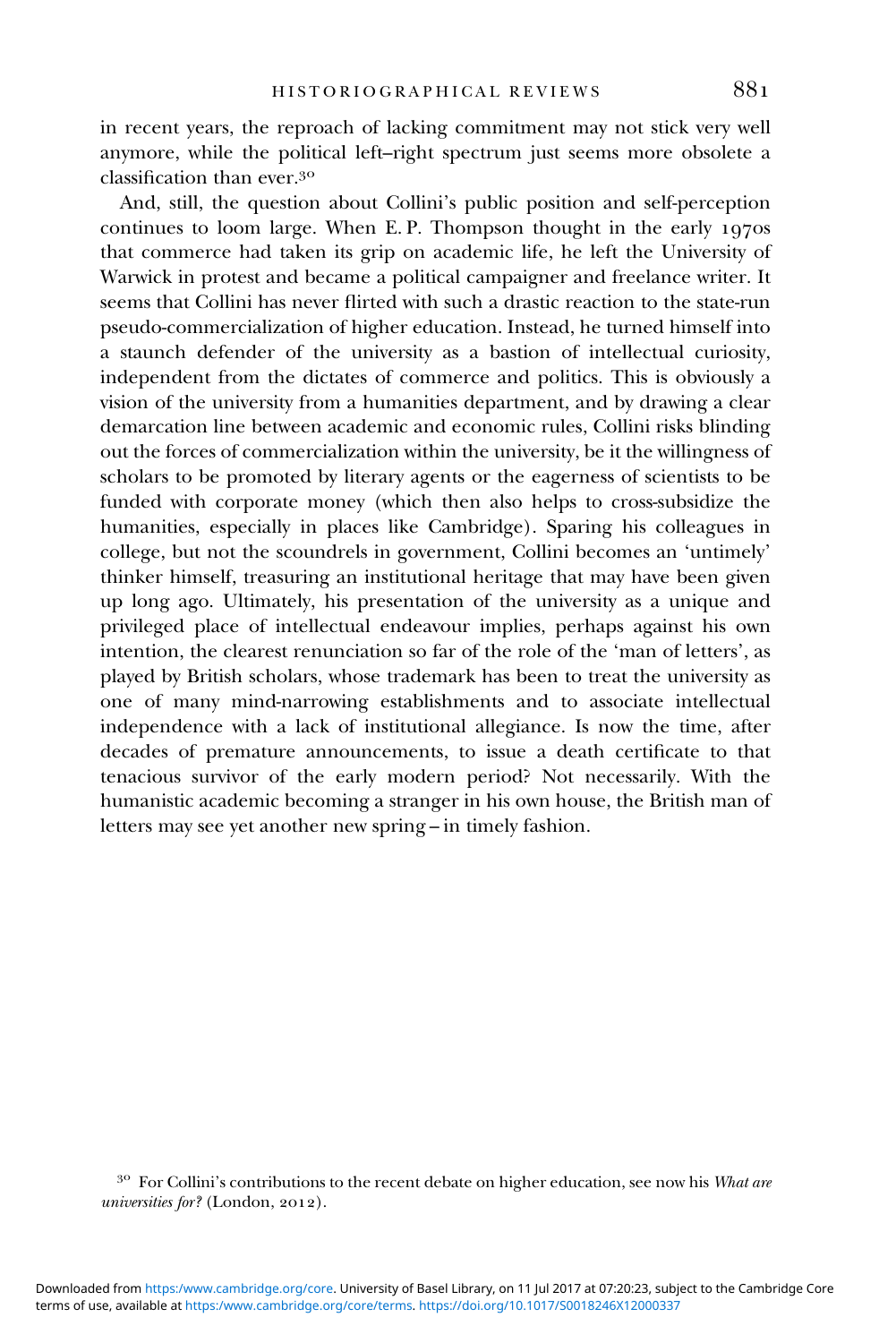in recent years, the reproach of lacking commitment may not stick very well anymore, while the political left–right spectrum just seems more obsolete a classification than ever.[30]

And, still, the question about Collini's public position and self-perception continues to loom large. When E. P. Thompson thought in the early 1970s that commerce had taken its grip on academic life, he left the University of Warwick in protest and became a political campaigner and freelance writer. It seems that Collini has never flirted with such a drastic reaction to the state-run pseudo-commercialization of higher education. Instead, he turned himself into a staunch defender of the university as a bastion of intellectual curiosity, independent from the dictates of commerce and politics. This is obviously a vision of the university from a humanities department, and by drawing a clear demarcation line between academic and economic rules, Collini risks blinding out the forces of commercialization within the university, be it the willingness of scholars to be promoted by literary agents or the eagerness of scientists to be funded with corporate money (which then also helps to cross-subsidize the humanities, especially in places like Cambridge). Sparing his colleagues in college, but not the scoundrels in government, Collini becomes an 'untimely' thinker himself, treasuring an institutional heritage that may have been given up long ago. Ultimately, his presentation of the university as a unique and privileged place of intellectual endeavour implies, perhaps against his own intention, the clearest renunciation so far of the role of the 'man of letters', as played by British scholars, whose trademark has been to treat the university as one of many mind-narrowing establishments and to associate intellectual independence with a lack of institutional allegiance. Is now the time, after decades of premature announcements, to issue a death certificate to that tenacious survivor of the early modern period? Not necessarily. With the humanistic academic becoming a stranger in his own house, the British man of letters may see yet another new spring – in timely fashion.

[30] For Collini's contributions to the recent debate on higher education, see now his *What are universities for?* (London, 2012).